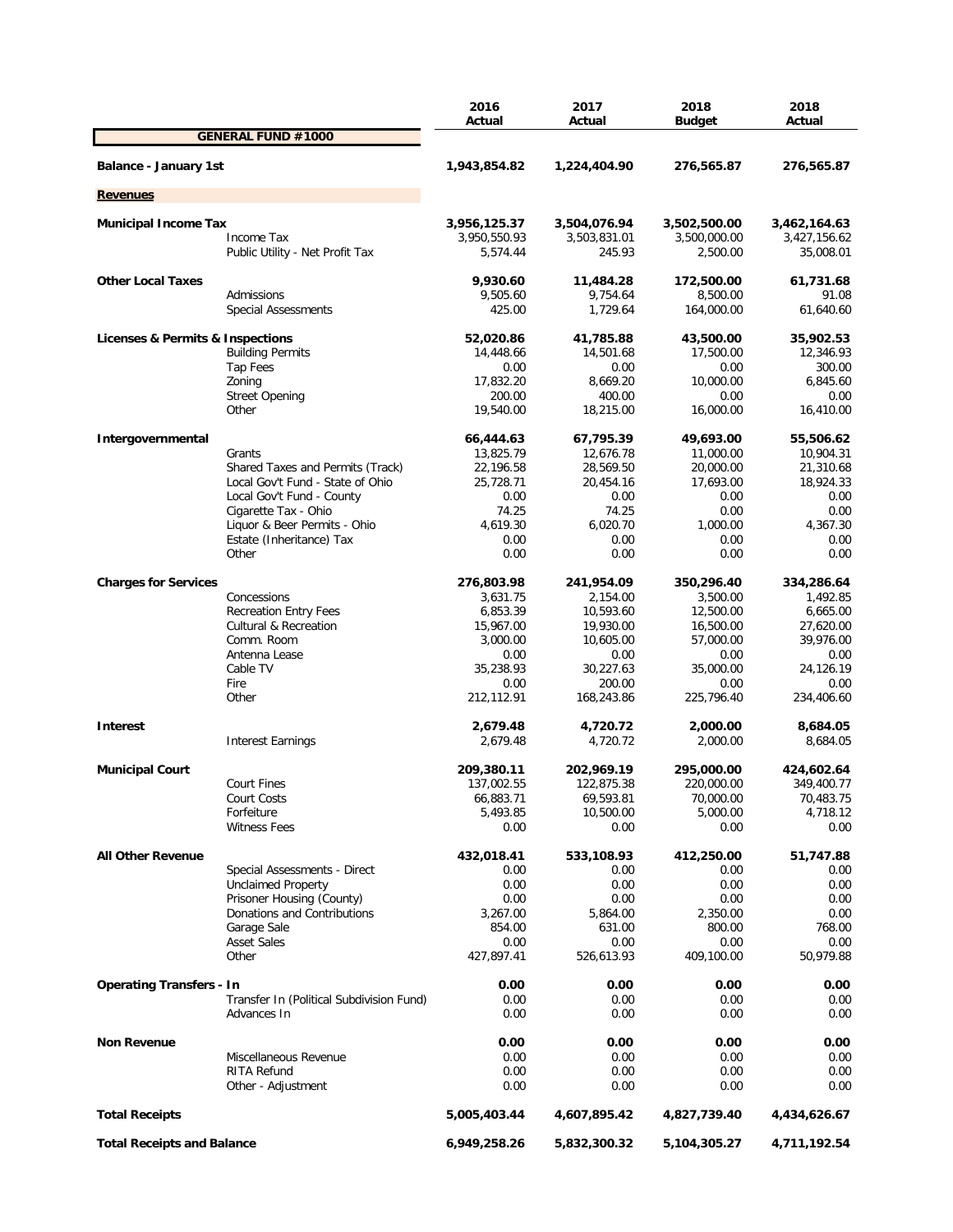| | | 2016 Actual | 2017 Actual | 2018 Budget | 2018 Actual |
|---|---|---|---|---|---|
| **GENERAL FUND #1000** | | | | | |
| **Balance - January 1st** | | **1,943,854.82** | **1,224,404.90** | **276,565.87** | **276,565.87** |
| **Revenues** | | | | | |
| **Municipal Income Tax** | | **3,956,125.37** | **3,504,076.94** | **3,502,500.00** | **3,462,164.63** |
| | Income Tax | 3,950,550.93 | 3,503,831.01 | 3,500,000.00 | 3,427,156.62 |
| | Public Utility - Net Profit Tax | 5,574.44 | 245.93 | 2,500.00 | 35,008.01 |
| **Other Local Taxes** | | **9,930.60** | **11,484.28** | **172,500.00** | **61,731.68** |
| | Admissions | 9,505.60 | 9,754.64 | 8,500.00 | 91.08 |
| | Special Assessments | 425.00 | 1,729.64 | 164,000.00 | 61,640.60 |
| **Licenses & Permits & Inspections** | | **52,020.86** | **41,785.88** | **43,500.00** | **35,902.53** |
| | Building Permits | 14,448.66 | 14,501.68 | 17,500.00 | 12,346.93 |
| | Tap Fees | 0.00 | 0.00 | 0.00 | 300.00 |
| | Zoning | 17,832.20 | 8,669.20 | 10,000.00 | 6,845.60 |
| | Street Opening | 200.00 | 400.00 | 0.00 | 0.00 |
| | Other | 19,540.00 | 18,215.00 | 16,000.00 | 16,410.00 |
| **Intergovernmental** | | **66,444.63** | **67,795.39** | **49,693.00** | **55,506.62** |
| | Grants | 13,825.79 | 12,676.78 | 11,000.00 | 10,904.31 |
| | Shared Taxes and Permits (Track) | 22,196.58 | 28,569.50 | 20,000.00 | 21,310.68 |
| | Local Gov't Fund - State of Ohio | 25,728.71 | 20,454.16 | 17,693.00 | 18,924.33 |
| | Local Gov't Fund - County | 0.00 | 0.00 | 0.00 | 0.00 |
| | Cigarette Tax - Ohio | 74.25 | 74.25 | 0.00 | 0.00 |
| | Liquor & Beer Permits - Ohio | 4,619.30 | 6,020.70 | 1,000.00 | 4,367.30 |
| | Estate (Inheritance) Tax | 0.00 | 0.00 | 0.00 | 0.00 |
| | Other | 0.00 | 0.00 | 0.00 | 0.00 |
| **Charges for Services** | | **276,803.98** | **241,954.09** | **350,296.40** | **334,286.64** |
| | Concessions | 3,631.75 | 2,154.00 | 3,500.00 | 1,492.85 |
| | Recreation Entry Fees | 6,853.39 | 10,593.60 | 12,500.00 | 6,665.00 |
| | Cultural & Recreation | 15,967.00 | 19,930.00 | 16,500.00 | 27,620.00 |
| | Comm. Room | 3,000.00 | 10,605.00 | 57,000.00 | 39,976.00 |
| | Antenna Lease | 0.00 | 0.00 | 0.00 | 0.00 |
| | Cable TV | 35,238.93 | 30,227.63 | 35,000.00 | 24,126.19 |
| | Fire | 0.00 | 200.00 | 0.00 | 0.00 |
| | Other | 212,112.91 | 168,243.86 | 225,796.40 | 234,406.60 |
| **Interest** | | **2,679.48** | **4,720.72** | **2,000.00** | **8,684.05** |
| | Interest Earnings | 2,679.48 | 4,720.72 | 2,000.00 | 8,684.05 |
| **Municipal Court** | | **209,380.11** | **202,969.19** | **295,000.00** | **424,602.64** |
| | Court Fines | 137,002.55 | 122,875.38 | 220,000.00 | 349,400.77 |
| | Court Costs | 66,883.71 | 69,593.81 | 70,000.00 | 70,483.75 |
| | Forfeiture | 5,493.85 | 10,500.00 | 5,000.00 | 4,718.12 |
| | Witness Fees | 0.00 | 0.00 | 0.00 | 0.00 |
| **All Other Revenue** | | **432,018.41** | **533,108.93** | **412,250.00** | **51,747.88** |
| | Special Assessments - Direct | 0.00 | 0.00 | 0.00 | 0.00 |
| | Unclaimed Property | 0.00 | 0.00 | 0.00 | 0.00 |
| | Prisoner Housing (County) | 0.00 | 0.00 | 0.00 | 0.00 |
| | Donations and Contributions | 3,267.00 | 5,864.00 | 2,350.00 | 0.00 |
| | Garage Sale | 854.00 | 631.00 | 800.00 | 768.00 |
| | Asset Sales | 0.00 | 0.00 | 0.00 | 0.00 |
| | Other | 427,897.41 | 526,613.93 | 409,100.00 | 50,979.88 |
| **Operating Transfers - In** | | **0.00** | **0.00** | **0.00** | **0.00** |
| | Transfer In (Political Subdivision Fund) | 0.00 | 0.00 | 0.00 | 0.00 |
| | Advances In | 0.00 | 0.00 | 0.00 | 0.00 |
| **Non Revenue** | | **0.00** | **0.00** | **0.00** | **0.00** |
| | Miscellaneous Revenue | 0.00 | 0.00 | 0.00 | 0.00 |
| | RITA Refund | 0.00 | 0.00 | 0.00 | 0.00 |
| | Other - Adjustment | 0.00 | 0.00 | 0.00 | 0.00 |
| **Total Receipts** | | **5,005,403.44** | **4,607,895.42** | **4,827,739.40** | **4,434,626.67** |
| **Total Receipts and Balance** | | **6,949,258.26** | **5,832,300.32** | **5,104,305.27** | **4,711,192.54** |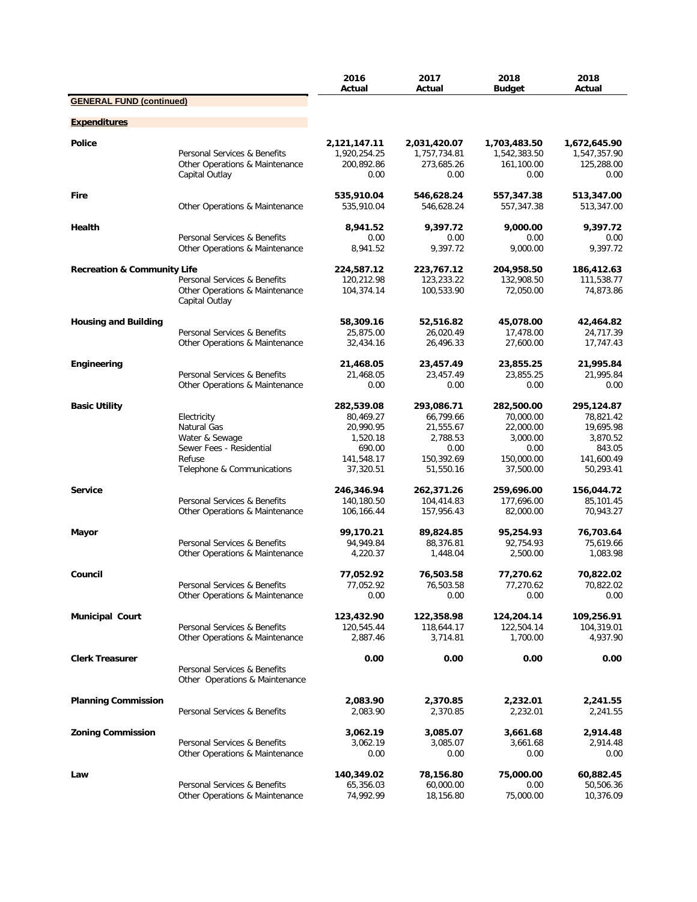| | | 2016 Actual | 2017 Actual | 2018 Budget | 2018 Actual |
|---|---|---|---|---|---|
| **GENERAL FUND (continued)** | | | | | |
| **Expenditures** | | | | | |
| **Police** | | **2,121,147.11** | **2,031,420.07** | **1,703,483.50** | **1,672,645.90** |
| | Personal Services & Benefits | 1,920,254.25 | 1,757,734.81 | 1,542,383.50 | 1,547,357.90 |
| | Other Operations & Maintenance | 200,892.86 | 273,685.26 | 161,100.00 | 125,288.00 |
| | Capital Outlay | 0.00 | 0.00 | 0.00 | 0.00 |
| **Fire** | | **535,910.04** | **546,628.24** | **557,347.38** | **513,347.00** |
| | Other Operations & Maintenance | 535,910.04 | 546,628.24 | 557,347.38 | 513,347.00 |
| **Health** | | **8,941.52** | **9,397.72** | **9,000.00** | **9,397.72** |
| | Personal Services & Benefits | 0.00 | 0.00 | 0.00 | 0.00 |
| | Other Operations & Maintenance | 8,941.52 | 9,397.72 | 9,000.00 | 9,397.72 |
| **Recreation & Community Life** | | **224,587.12** | **223,767.12** | **204,958.50** | **186,412.63** |
| | Personal Services & Benefits | 120,212.98 | 123,233.22 | 132,908.50 | 111,538.77 |
| | Other Operations & Maintenance | 104,374.14 | 100,533.90 | 72,050.00 | 74,873.86 |
| | Capital Outlay | | | | |
| **Housing and Building** | | **58,309.16** | **52,516.82** | **45,078.00** | **42,464.82** |
| | Personal Services & Benefits | 25,875.00 | 26,020.49 | 17,478.00 | 24,717.39 |
| | Other Operations & Maintenance | 32,434.16 | 26,496.33 | 27,600.00 | 17,747.43 |
| **Engineering** | | **21,468.05** | **23,457.49** | **23,855.25** | **21,995.84** |
| | Personal Services & Benefits | 21,468.05 | 23,457.49 | 23,855.25 | 21,995.84 |
| | Other Operations & Maintenance | 0.00 | 0.00 | 0.00 | 0.00 |
| **Basic Utility** | | **282,539.08** | **293,086.71** | **282,500.00** | **295,124.87** |
| | Electricity | 80,469.27 | 66,799.66 | 70,000.00 | 78,821.42 |
| | Natural Gas | 20,990.95 | 21,555.67 | 22,000.00 | 19,695.98 |
| | Water & Sewage | 1,520.18 | 2,788.53 | 3,000.00 | 3,870.52 |
| | Sewer Fees - Residential | 690.00 | 0.00 | 0.00 | 843.05 |
| | Refuse | 141,548.17 | 150,392.69 | 150,000.00 | 141,600.49 |
| | Telephone & Communications | 37,320.51 | 51,550.16 | 37,500.00 | 50,293.41 |
| **Service** | | **246,346.94** | **262,371.26** | **259,696.00** | **156,044.72** |
| | Personal Services & Benefits | 140,180.50 | 104,414.83 | 177,696.00 | 85,101.45 |
| | Other Operations & Maintenance | 106,166.44 | 157,956.43 | 82,000.00 | 70,943.27 |
| **Mayor** | | **99,170.21** | **89,824.85** | **95,254.93** | **76,703.64** |
| | Personal Services & Benefits | 94,949.84 | 88,376.81 | 92,754.93 | 75,619.66 |
| | Other Operations & Maintenance | 4,220.37 | 1,448.04 | 2,500.00 | 1,083.98 |
| **Council** | | **77,052.92** | **76,503.58** | **77,270.62** | **70,822.02** |
| | Personal Services & Benefits | 77,052.92 | 76,503.58 | 77,270.62 | 70,822.02 |
| | Other Operations & Maintenance | 0.00 | 0.00 | 0.00 | 0.00 |
| **Municipal Court** | | **123,432.90** | **122,358.98** | **124,204.14** | **109,256.91** |
| | Personal Services & Benefits | 120,545.44 | 118,644.17 | 122,504.14 | 104,319.01 |
| | Other Operations & Maintenance | 2,887.46 | 3,714.81 | 1,700.00 | 4,937.90 |
| **Clerk Treasurer** | | **0.00** | **0.00** | **0.00** | **0.00** |
| | Personal Services & Benefits | | | | |
| | Other Operations & Maintenance | | | | |
| **Planning Commission** | | **2,083.90** | **2,370.85** | **2,232.01** | **2,241.55** |
| | Personal Services & Benefits | 2,083.90 | 2,370.85 | 2,232.01 | 2,241.55 |
| **Zoning Commission** | | **3,062.19** | **3,085.07** | **3,661.68** | **2,914.48** |
| | Personal Services & Benefits | 3,062.19 | 3,085.07 | 3,661.68 | 2,914.48 |
| | Other Operations & Maintenance | 0.00 | 0.00 | 0.00 | 0.00 |
| **Law** | | **140,349.02** | **78,156.80** | **75,000.00** | **60,882.45** |
| | Personal Services & Benefits | 65,356.03 | 60,000.00 | 0.00 | 50,506.36 |
| | Other Operations & Maintenance | 74,992.99 | 18,156.80 | 75,000.00 | 10,376.09 |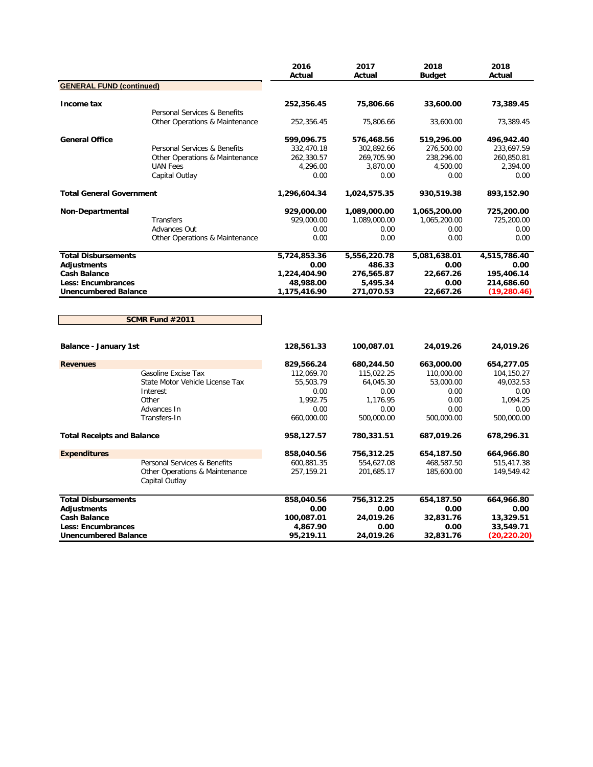| | | 2016 Actual | 2017 Actual | 2018 Budget | 2018 Actual |
|---|---|---|---|---|---|
| **GENERAL FUND (continued)** | | | | | |
| **Income tax** | | **252,356.45** | **75,806.66** | **33,600.00** | **73,389.45** |
| | Personal Services & Benefits | | | | |
| | Other Operations & Maintenance | 252,356.45 | 75,806.66 | 33,600.00 | 73,389.45 |
| **General Office** | | **599,096.75** | **576,468.56** | **519,296.00** | **496,942.40** |
| | Personal Services & Benefits | 332,470.18 | 302,892.66 | 276,500.00 | 233,697.59 |
| | Other Operations & Maintenance | 262,330.57 | 269,705.90 | 238,296.00 | 260,850.81 |
| | UAN Fees | 4,296.00 | 3,870.00 | 4,500.00 | 2,394.00 |
| | Capital Outlay | 0.00 | 0.00 | 0.00 | 0.00 |
| **Total General Government** | | **1,296,604.34** | **1,024,575.35** | **930,519.38** | **893,152.90** |
| **Non-Departmental** | | **929,000.00** | **1,089,000.00** | **1,065,200.00** | **725,200.00** |
| | Transfers | 929,000.00 | 1,089,000.00 | 1,065,200.00 | 725,200.00 |
| | Advances Out | 0.00 | 0.00 | 0.00 | 0.00 |
| | Other Operations & Maintenance | 0.00 | 0.00 | 0.00 | 0.00 |
| **Total Disbursements** | | **5,724,853.36** | **5,556,220.78** | **5,081,638.01** | **4,515,786.40** |
| **Adjustments** | | **0.00** | **486.33** | **0.00** | **0.00** |
| **Cash Balance** | | **1,224,404.90** | **276,565.87** | **22,667.26** | **195,406.14** |
| **Less: Encumbrances** | | **48,988.00** | **5,495.34** | **0.00** | **214,686.60** |
| **Unencumbered Balance** | | **1,175,416.90** | **271,070.53** | **22,667.26** | **(19,280.46)** |

| **SCMR Fund #2011** | | 2016 Actual | 2017 Actual | 2018 Budget | 2018 Actual |
|---|---|---|---|---|---|
| **Balance - January 1st** | | **128,561.33** | **100,087.01** | **24,019.26** | **24,019.26** |
| **Revenues** | | **829,566.24** | **680,244.50** | **663,000.00** | **654,277.05** |
| | Gasoline Excise Tax | 112,069.70 | 115,022.25 | 110,000.00 | 104,150.27 |
| | State Motor Vehicle License Tax | 55,503.79 | 64,045.30 | 53,000.00 | 49,032.53 |
| | Interest | 0.00 | 0.00 | 0.00 | 0.00 |
| | Other | 1,992.75 | 1,176.95 | 0.00 | 1,094.25 |
| | Advances In | 0.00 | 0.00 | 0.00 | 0.00 |
| | Transfers-In | 660,000.00 | 500,000.00 | 500,000.00 | 500,000.00 |
| **Total Receipts and Balance** | | **958,127.57** | **780,331.51** | **687,019.26** | **678,296.31** |
| **Expenditures** | | **858,040.56** | **756,312.25** | **654,187.50** | **664,966.80** |
| | Personal Services & Benefits | 600,881.35 | 554,627.08 | 468,587.50 | 515,417.38 |
| | Other Operations & Maintenance | 257,159.21 | 201,685.17 | 185,600.00 | 149,549.42 |
| | Capital Outlay | | | | |
| **Total Disbursements** | | **858,040.56** | **756,312.25** | **654,187.50** | **664,966.80** |
| **Adjustments** | | **0.00** | **0.00** | **0.00** | **0.00** |
| **Cash Balance** | | **100,087.01** | **24,019.26** | **32,831.76** | **13,329.51** |
| **Less: Encumbrances** | | **4,867.90** | **0.00** | **0.00** | **33,549.71** |
| **Unencumbered Balance** | | **95,219.11** | **24,019.26** | **32,831.76** | **(20,220.20)** |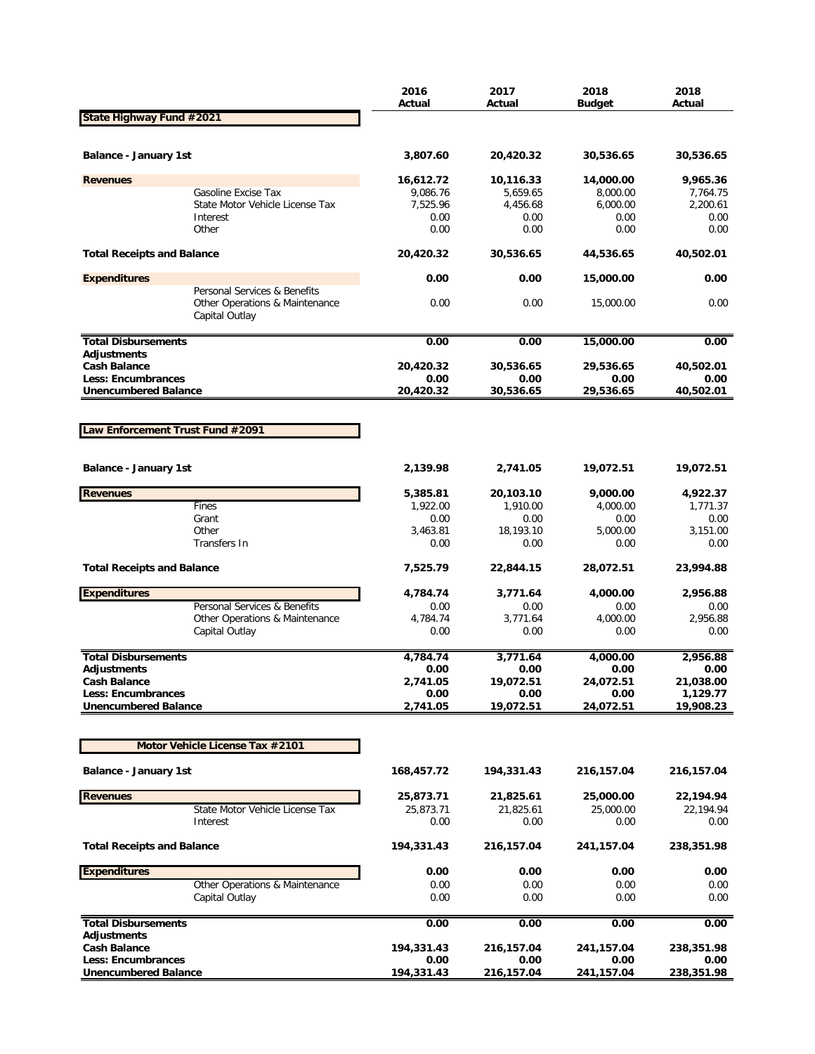| | 2016 Actual | 2017 Actual | 2018 Budget | 2018 Actual |
|---|---|---|---|---|
| **State Highway Fund #2021** | | | | |
| **Balance - January 1st** | **3,807.60** | **20,420.32** | **30,536.65** | **30,536.65** |
| **Revenues** | **16,612.72** | **10,116.33** | **14,000.00** | **9,965.36** |
| Gasoline Excise Tax | 9,086.76 | 5,659.65 | 8,000.00 | 7,764.75 |
| State Motor Vehicle License Tax | 7,525.96 | 4,456.68 | 6,000.00 | 2,200.61 |
| Interest | 0.00 | 0.00 | 0.00 | 0.00 |
| Other | 0.00 | 0.00 | 0.00 | 0.00 |
| **Total Receipts and Balance** | **20,420.32** | **30,536.65** | **44,536.65** | **40,502.01** |
| **Expenditures** | **0.00** | **0.00** | **15,000.00** | **0.00** |
| Personal Services & Benefits | | | | |
| Other Operations & Maintenance | 0.00 | 0.00 | 15,000.00 | 0.00 |
| Capital Outlay | | | | |
| **Total Disbursements** | **0.00** | **0.00** | **15,000.00** | **0.00** |
| **Adjustments** | | | | |
| **Cash Balance** | **20,420.32** | **30,536.65** | **29,536.65** | **40,502.01** |
| **Less: Encumbrances** | **0.00** | **0.00** | **0.00** | **0.00** |
| **Unencumbered Balance** | **20,420.32** | **30,536.65** | **29,536.65** | **40,502.01** |

| | 2016 Actual | 2017 Actual | 2018 Budget | 2018 Actual |
|---|---|---|---|---|
| **Law Enforcement Trust Fund #2091** | | | | |
| **Balance - January 1st** | **2,139.98** | **2,741.05** | **19,072.51** | **19,072.51** |
| **Revenues** | **5,385.81** | **20,103.10** | **9,000.00** | **4,922.37** |
| Fines | 1,922.00 | 1,910.00 | 4,000.00 | 1,771.37 |
| Grant | 0.00 | 0.00 | 0.00 | 0.00 |
| Other | 3,463.81 | 18,193.10 | 5,000.00 | 3,151.00 |
| Transfers In | 0.00 | 0.00 | 0.00 | 0.00 |
| **Total Receipts and Balance** | **7,525.79** | **22,844.15** | **28,072.51** | **23,994.88** |
| **Expenditures** | **4,784.74** | **3,771.64** | **4,000.00** | **2,956.88** |
| Personal Services & Benefits | 0.00 | 0.00 | 0.00 | 0.00 |
| Other Operations & Maintenance | 4,784.74 | 3,771.64 | 4,000.00 | 2,956.88 |
| Capital Outlay | 0.00 | 0.00 | 0.00 | 0.00 |
| **Total Disbursements** | **4,784.74** | **3,771.64** | **4,000.00** | **2,956.88** |
| **Adjustments** | **0.00** | **0.00** | **0.00** | **0.00** |
| **Cash Balance** | **2,741.05** | **19,072.51** | **24,072.51** | **21,038.00** |
| **Less: Encumbrances** | **0.00** | **0.00** | **0.00** | **1,129.77** |
| **Unencumbered Balance** | **2,741.05** | **19,072.51** | **24,072.51** | **19,908.23** |

| | 2016 Actual | 2017 Actual | 2018 Budget | 2018 Actual |
|---|---|---|---|---|
| **Motor Vehicle License Tax #2101** | | | | |
| **Balance - January 1st** | **168,457.72** | **194,331.43** | **216,157.04** | **216,157.04** |
| **Revenues** | **25,873.71** | **21,825.61** | **25,000.00** | **22,194.94** |
| State Motor Vehicle License Tax | 25,873.71 | 21,825.61 | 25,000.00 | 22,194.94 |
| Interest | 0.00 | 0.00 | 0.00 | 0.00 |
| **Total Receipts and Balance** | **194,331.43** | **216,157.04** | **241,157.04** | **238,351.98** |
| **Expenditures** | **0.00** | **0.00** | **0.00** | **0.00** |
| Other Operations & Maintenance | 0.00 | 0.00 | 0.00 | 0.00 |
| Capital Outlay | 0.00 | 0.00 | 0.00 | 0.00 |
| **Total Disbursements** | **0.00** | **0.00** | **0.00** | **0.00** |
| **Adjustments** | | | | |
| **Cash Balance** | **194,331.43** | **216,157.04** | **241,157.04** | **238,351.98** |
| **Less: Encumbrances** | **0.00** | **0.00** | **0.00** | **0.00** |
| **Unencumbered Balance** | **194,331.43** | **216,157.04** | **241,157.04** | **238,351.98** |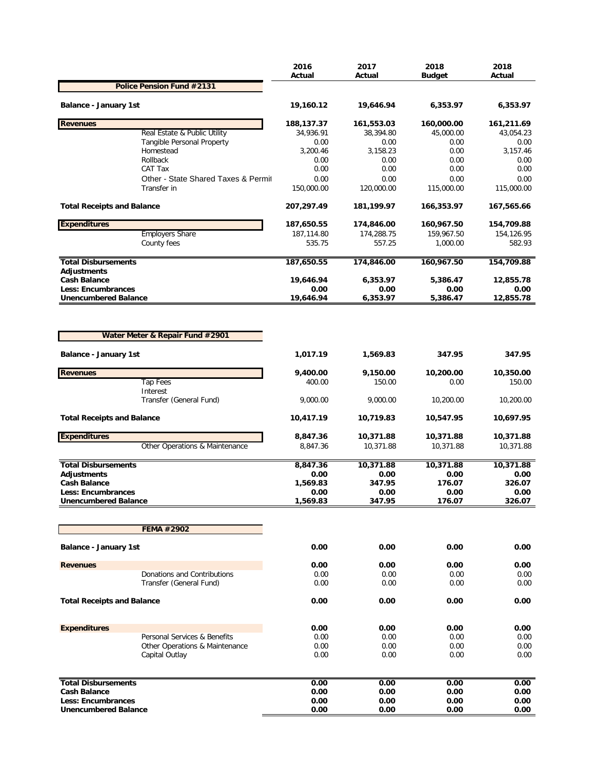## Police Pension Fund #2131

| | 2016 Actual | 2017 Actual | 2018 Budget | 2018 Actual |
|---|---|---|---|---|
| **Balance - January 1st** | **19,160.12** | **19,646.94** | **6,353.97** | **6,353.97** |
| **Revenues** | **188,137.37** | **161,553.03** | **160,000.00** | **161,211.69** |
| Real Estate & Public Utility | 34,936.91 | 38,394.80 | 45,000.00 | 43,054.23 |
| Tangible Personal Property | 0.00 | 0.00 | 0.00 | 0.00 |
| Homestead | 3,200.46 | 3,158.23 | 0.00 | 3,157.46 |
| Rollback | 0.00 | 0.00 | 0.00 | 0.00 |
| CAT Tax | 0.00 | 0.00 | 0.00 | 0.00 |
| Other - State Shared Taxes & Permit | 0.00 | 0.00 | 0.00 | 0.00 |
| Transfer in | 150,000.00 | 120,000.00 | 115,000.00 | 115,000.00 |
| **Total Receipts and Balance** | **207,297.49** | **181,199.97** | **166,353.97** | **167,565.66** |
| **Expenditures** | **187,650.55** | **174,846.00** | **160,967.50** | **154,709.88** |
| Employers Share | 187,114.80 | 174,288.75 | 159,967.50 | 154,126.95 |
| County fees | 535.75 | 557.25 | 1,000.00 | 582.93 |
| **Total Disbursements** | **187,650.55** | **174,846.00** | **160,967.50** | **154,709.88** |
| **Adjustments** | | | | |
| **Cash Balance** | **19,646.94** | **6,353.97** | **5,386.47** | **12,855.78** |
| **Less: Encumbrances** | **0.00** | **0.00** | **0.00** | **0.00** |
| **Unencumbered Balance** | **19,646.94** | **6,353.97** | **5,386.47** | **12,855.78** |

## Water Meter & Repair Fund #2901

| | 2016 Actual | 2017 Actual | 2018 Budget | 2018 Actual |
|---|---|---|---|---|
| **Balance - January 1st** | **1,017.19** | **1,569.83** | **347.95** | **347.95** |
| **Revenues** | **9,400.00** | **9,150.00** | **10,200.00** | **10,350.00** |
| Tap Fees | 400.00 | 150.00 | 0.00 | 150.00 |
| Interest | | | | |
| Transfer (General Fund) | 9,000.00 | 9,000.00 | 10,200.00 | 10,200.00 |
| **Total Receipts and Balance** | **10,417.19** | **10,719.83** | **10,547.95** | **10,697.95** |
| **Expenditures** | **8,847.36** | **10,371.88** | **10,371.88** | **10,371.88** |
| Other Operations & Maintenance | 8,847.36 | 10,371.88 | 10,371.88 | 10,371.88 |
| **Total Disbursements** | **8,847.36** | **10,371.88** | **10,371.88** | **10,371.88** |
| **Adjustments** | **0.00** | **0.00** | **0.00** | **0.00** |
| **Cash Balance** | **1,569.83** | **347.95** | **176.07** | **326.07** |
| **Less: Encumbrances** | **0.00** | **0.00** | **0.00** | **0.00** |
| **Unencumbered Balance** | **1,569.83** | **347.95** | **176.07** | **326.07** |

## FEMA #2902

| | 2016 Actual | 2017 Actual | 2018 Budget | 2018 Actual |
|---|---|---|---|---|
| **Balance - January 1st** | **0.00** | **0.00** | **0.00** | **0.00** |
| **Revenues** | **0.00** | **0.00** | **0.00** | **0.00** |
| Donations and Contributions | 0.00 | 0.00 | 0.00 | 0.00 |
| Transfer (General Fund) | 0.00 | 0.00 | 0.00 | 0.00 |
| **Total Receipts and Balance** | **0.00** | **0.00** | **0.00** | **0.00** |
| **Expenditures** | **0.00** | **0.00** | **0.00** | **0.00** |
| Personal Services & Benefits | 0.00 | 0.00 | 0.00 | 0.00 |
| Other Operations & Maintenance | 0.00 | 0.00 | 0.00 | 0.00 |
| Capital Outlay | 0.00 | 0.00 | 0.00 | 0.00 |
| **Total Disbursements** | **0.00** | **0.00** | **0.00** | **0.00** |
| **Cash Balance** | **0.00** | **0.00** | **0.00** | **0.00** |
| **Less: Encumbrances** | **0.00** | **0.00** | **0.00** | **0.00** |
| **Unencumbered Balance** | **0.00** | **0.00** | **0.00** | **0.00** |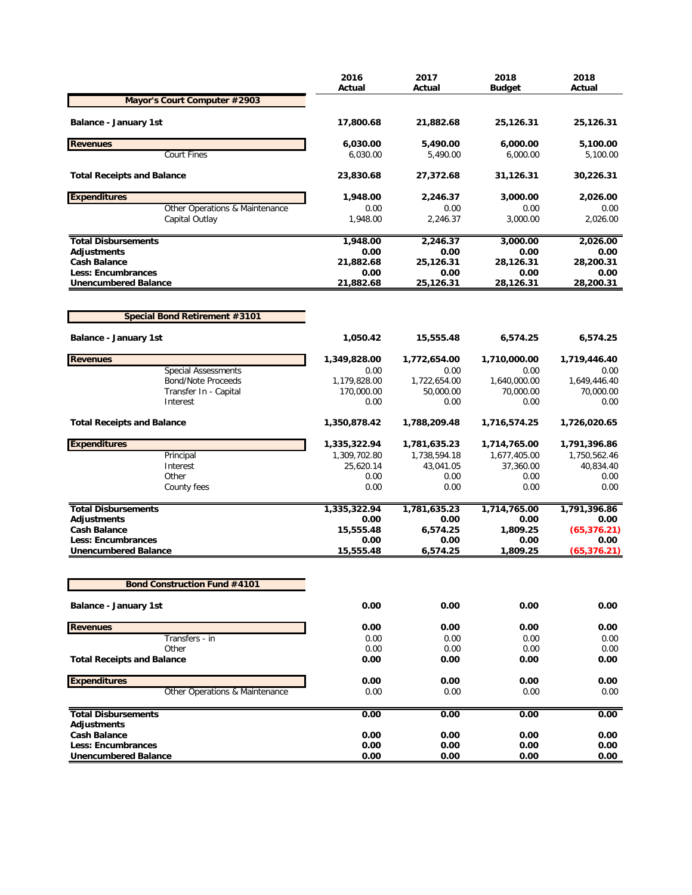| | 2016 Actual | 2017 Actual | 2018 Budget | 2018 Actual |
|---|---|---|---|---|
| **Mayor's Court Computer #2903** | | | | |
| **Balance - January 1st** | **17,800.68** | **21,882.68** | **25,126.31** | **25,126.31** |
| **Revenues** | **6,030.00** | **5,490.00** | **6,000.00** | **5,100.00** |
| Court Fines | 6,030.00 | 5,490.00 | 6,000.00 | 5,100.00 |
| **Total Receipts and Balance** | **23,830.68** | **27,372.68** | **31,126.31** | **30,226.31** |
| **Expenditures** | **1,948.00** | **2,246.37** | **3,000.00** | **2,026.00** |
| Other Operations & Maintenance | 0.00 | 0.00 | 0.00 | 0.00 |
| Capital Outlay | 1,948.00 | 2,246.37 | 3,000.00 | 2,026.00 |
| **Total Disbursements** | **1,948.00** | **2,246.37** | **3,000.00** | **2,026.00** |
| **Adjustments** | **0.00** | **0.00** | **0.00** | **0.00** |
| **Cash Balance** | **21,882.68** | **25,126.31** | **28,126.31** | **28,200.31** |
| **Less: Encumbrances** | **0.00** | **0.00** | **0.00** | **0.00** |
| **Unencumbered Balance** | **21,882.68** | **25,126.31** | **28,126.31** | **28,200.31** |

| | 2016 Actual | 2017 Actual | 2018 Budget | 2018 Actual |
|---|---|---|---|---|
| **Special Bond Retirement #3101** | | | | |
| **Balance - January 1st** | **1,050.42** | **15,555.48** | **6,574.25** | **6,574.25** |
| **Revenues** | **1,349,828.00** | **1,772,654.00** | **1,710,000.00** | **1,719,446.40** |
| Special Assessments | 0.00 | 0.00 | 0.00 | 0.00 |
| Bond/Note Proceeds | 1,179,828.00 | 1,722,654.00 | 1,640,000.00 | 1,649,446.40 |
| Transfer In - Capital | 170,000.00 | 50,000.00 | 70,000.00 | 70,000.00 |
| Interest | 0.00 | 0.00 | 0.00 | 0.00 |
| **Total Receipts and Balance** | **1,350,878.42** | **1,788,209.48** | **1,716,574.25** | **1,726,020.65** |
| **Expenditures** | **1,335,322.94** | **1,781,635.23** | **1,714,765.00** | **1,791,396.86** |
| Principal | 1,309,702.80 | 1,738,594.18 | 1,677,405.00 | 1,750,562.46 |
| Interest | 25,620.14 | 43,041.05 | 37,360.00 | 40,834.40 |
| Other | 0.00 | 0.00 | 0.00 | 0.00 |
| County fees | 0.00 | 0.00 | 0.00 | 0.00 |
| **Total Disbursements** | **1,335,322.94** | **1,781,635.23** | **1,714,765.00** | **1,791,396.86** |
| **Adjustments** | **0.00** | **0.00** | **0.00** | **0.00** |
| **Cash Balance** | **15,555.48** | **6,574.25** | **1,809.25** | **(65,376.21)** |
| **Less: Encumbrances** | **0.00** | **0.00** | **0.00** | **0.00** |
| **Unencumbered Balance** | **15,555.48** | **6,574.25** | **1,809.25** | **(65,376.21)** |

| | 2016 Actual | 2017 Actual | 2018 Budget | 2018 Actual |
|---|---|---|---|---|
| **Bond Construction Fund #4101** | | | | |
| **Balance - January 1st** | **0.00** | **0.00** | **0.00** | **0.00** |
| **Revenues** | **0.00** | **0.00** | **0.00** | **0.00** |
| Transfers - in | 0.00 | 0.00 | 0.00 | 0.00 |
| Other | 0.00 | 0.00 | 0.00 | 0.00 |
| **Total Receipts and Balance** | **0.00** | **0.00** | **0.00** | **0.00** |
| **Expenditures** | **0.00** | **0.00** | **0.00** | **0.00** |
| Other Operations & Maintenance | 0.00 | 0.00 | 0.00 | 0.00 |
| **Total Disbursements** | **0.00** | **0.00** | **0.00** | **0.00** |
| **Adjustments** | | | | |
| **Cash Balance** | **0.00** | **0.00** | **0.00** | **0.00** |
| **Less: Encumbrances** | **0.00** | **0.00** | **0.00** | **0.00** |
| **Unencumbered Balance** | **0.00** | **0.00** | **0.00** | **0.00** |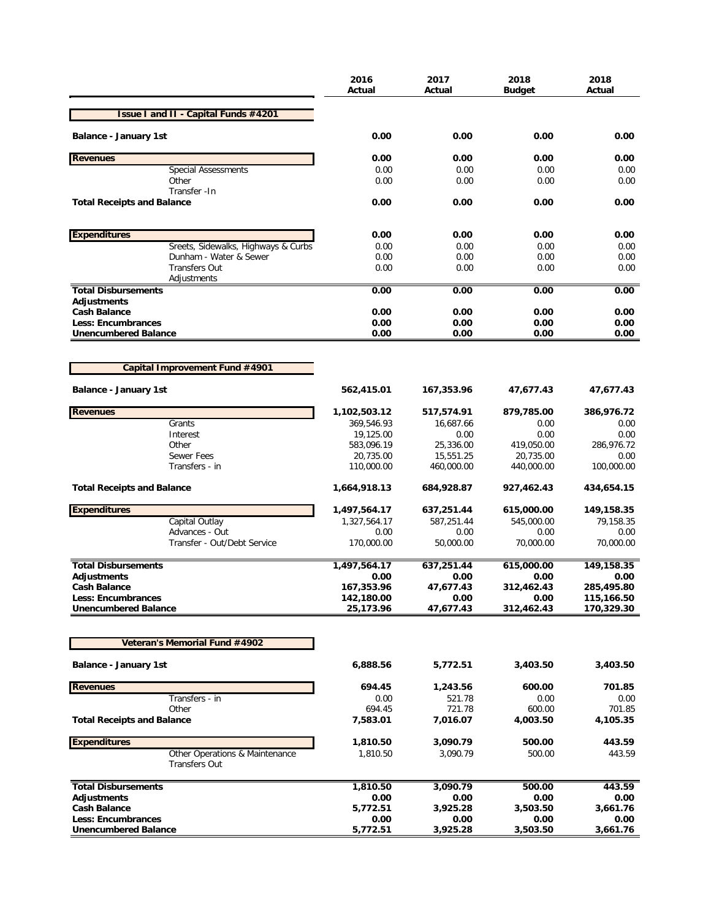| | 2016 Actual | 2017 Actual | 2018 Budget | 2018 Actual |
|---|---|---|---|---|
| **Issue I and II - Capital Funds #4201** | | | | |
| **Balance - January 1st** | **0.00** | **0.00** | **0.00** | **0.00** |
| **Revenues** | **0.00** | **0.00** | **0.00** | **0.00** |
| Special Assessments | 0.00 | 0.00 | 0.00 | 0.00 |
| Other | 0.00 | 0.00 | 0.00 | 0.00 |
| Transfer -In | | | | |
| **Total Receipts and Balance** | **0.00** | **0.00** | **0.00** | **0.00** |
| **Expenditures** | **0.00** | **0.00** | **0.00** | **0.00** |
| Sreets, Sidewalks, Highways & Curbs | 0.00 | 0.00 | 0.00 | 0.00 |
| Dunham - Water & Sewer | 0.00 | 0.00 | 0.00 | 0.00 |
| Transfers Out | 0.00 | 0.00 | 0.00 | 0.00 |
| Adjustments | | | | |
| **Total Disbursements** | **0.00** | **0.00** | **0.00** | **0.00** |
| **Adjustments** | | | | |
| **Cash Balance** | **0.00** | **0.00** | **0.00** | **0.00** |
| **Less: Encumbrances** | **0.00** | **0.00** | **0.00** | **0.00** |
| **Unencumbered Balance** | **0.00** | **0.00** | **0.00** | **0.00** |

| | 2016 Actual | 2017 Actual | 2018 Budget | 2018 Actual |
|---|---|---|---|---|
| **Capital Improvement Fund #4901** | | | | |
| **Balance - January 1st** | **562,415.01** | **167,353.96** | **47,677.43** | **47,677.43** |
| **Revenues** | **1,102,503.12** | **517,574.91** | **879,785.00** | **386,976.72** |
| Grants | 369,546.93 | 16,687.66 | 0.00 | 0.00 |
| Interest | 19,125.00 | 0.00 | 0.00 | 0.00 |
| Other | 583,096.19 | 25,336.00 | 419,050.00 | 286,976.72 |
| Sewer Fees | 20,735.00 | 15,551.25 | 20,735.00 | 0.00 |
| Transfers - in | 110,000.00 | 460,000.00 | 440,000.00 | 100,000.00 |
| **Total Receipts and Balance** | **1,664,918.13** | **684,928.87** | **927,462.43** | **434,654.15** |
| **Expenditures** | **1,497,564.17** | **637,251.44** | **615,000.00** | **149,158.35** |
| Capital Outlay | 1,327,564.17 | 587,251.44 | 545,000.00 | 79,158.35 |
| Advances - Out | 0.00 | 0.00 | 0.00 | 0.00 |
| Transfer - Out/Debt Service | 170,000.00 | 50,000.00 | 70,000.00 | 70,000.00 |
| **Total Disbursements** | **1,497,564.17** | **637,251.44** | **615,000.00** | **149,158.35** |
| **Adjustments** | **0.00** | **0.00** | **0.00** | **0.00** |
| **Cash Balance** | **167,353.96** | **47,677.43** | **312,462.43** | **285,495.80** |
| **Less: Encumbrances** | **142,180.00** | **0.00** | **0.00** | **115,166.50** |
| **Unencumbered Balance** | **25,173.96** | **47,677.43** | **312,462.43** | **170,329.30** |

| | 2016 Actual | 2017 Actual | 2018 Budget | 2018 Actual |
|---|---|---|---|---|
| **Veteran's Memorial Fund #4902** | | | | |
| **Balance - January 1st** | **6,888.56** | **5,772.51** | **3,403.50** | **3,403.50** |
| **Revenues** | **694.45** | **1,243.56** | **600.00** | **701.85** |
| Transfers - in | 0.00 | 521.78 | 0.00 | 0.00 |
| Other | 694.45 | 721.78 | 600.00 | 701.85 |
| **Total Receipts and Balance** | **7,583.01** | **7,016.07** | **4,003.50** | **4,105.35** |
| **Expenditures** | **1,810.50** | **3,090.79** | **500.00** | **443.59** |
| Other Operations & Maintenance | 1,810.50 | 3,090.79 | 500.00 | 443.59 |
| Transfers Out | | | | |
| **Total Disbursements** | **1,810.50** | **3,090.79** | **500.00** | **443.59** |
| **Adjustments** | **0.00** | **0.00** | **0.00** | **0.00** |
| **Cash Balance** | **5,772.51** | **3,925.28** | **3,503.50** | **3,661.76** |
| **Less: Encumbrances** | **0.00** | **0.00** | **0.00** | **0.00** |
| **Unencumbered Balance** | **5,772.51** | **3,925.28** | **3,503.50** | **3,661.76** |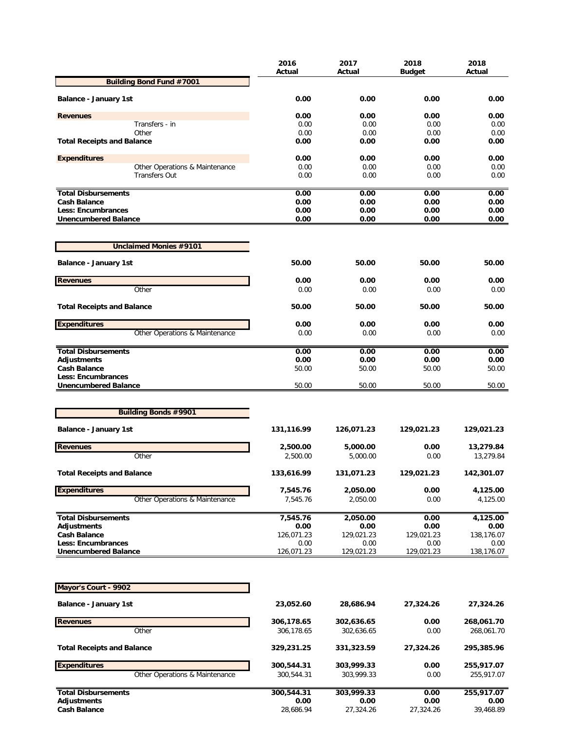| | 2016 Actual | 2017 Actual | 2018 Budget | 2018 Actual |
|---|---|---|---|---|
| **Building Bond Fund #7001** | | | | |
| **Balance - January 1st** | **0.00** | **0.00** | **0.00** | **0.00** |
| **Revenues** | **0.00** | **0.00** | **0.00** | **0.00** |
| Transfers - in | 0.00 | 0.00 | 0.00 | 0.00 |
| Other | 0.00 | 0.00 | 0.00 | 0.00 |
| **Total Receipts and Balance** | **0.00** | **0.00** | **0.00** | **0.00** |
| **Expenditures** | **0.00** | **0.00** | **0.00** | **0.00** |
| Other Operations & Maintenance | 0.00 | 0.00 | 0.00 | 0.00 |
| Transfers Out | 0.00 | 0.00 | 0.00 | 0.00 |
| **Total Disbursements** | **0.00** | **0.00** | **0.00** | **0.00** |
| **Cash Balance** | **0.00** | **0.00** | **0.00** | **0.00** |
| **Less: Encumbrances** | **0.00** | **0.00** | **0.00** | **0.00** |
| **Unencumbered Balance** | **0.00** | **0.00** | **0.00** | **0.00** |

| | 2016 Actual | 2017 Actual | 2018 Budget | 2018 Actual |
|---|---|---|---|---|
| **Unclaimed Monies #9101** | | | | |
| **Balance - January 1st** | **50.00** | **50.00** | **50.00** | **50.00** |
| **Revenues** | **0.00** | **0.00** | **0.00** | **0.00** |
| Other | 0.00 | 0.00 | 0.00 | 0.00 |
| **Total Receipts and Balance** | **50.00** | **50.00** | **50.00** | **50.00** |
| **Expenditures** | **0.00** | **0.00** | **0.00** | **0.00** |
| Other Operations & Maintenance | 0.00 | 0.00 | 0.00 | 0.00 |
| **Total Disbursements** | **0.00** | **0.00** | **0.00** | **0.00** |
| **Adjustments** | **0.00** | **0.00** | **0.00** | **0.00** |
| **Cash Balance** | 50.00 | 50.00 | 50.00 | 50.00 |
| **Less: Encumbrances** | | | | |
| **Unencumbered Balance** | 50.00 | 50.00 | 50.00 | 50.00 |

| | 2016 Actual | 2017 Actual | 2018 Budget | 2018 Actual |
|---|---|---|---|---|
| **Building Bonds #9901** | | | | |
| **Balance - January 1st** | **131,116.99** | **126,071.23** | **129,021.23** | **129,021.23** |
| **Revenues** | **2,500.00** | **5,000.00** | **0.00** | **13,279.84** |
| Other | 2,500.00 | 5,000.00 | 0.00 | 13,279.84 |
| **Total Receipts and Balance** | **133,616.99** | **131,071.23** | **129,021.23** | **142,301.07** |
| **Expenditures** | **7,545.76** | **2,050.00** | **0.00** | **4,125.00** |
| Other Operations & Maintenance | 7,545.76 | 2,050.00 | 0.00 | 4,125.00 |
| **Total Disbursements** | **7,545.76** | **2,050.00** | **0.00** | **4,125.00** |
| **Adjustments** | **0.00** | **0.00** | **0.00** | **0.00** |
| **Cash Balance** | 126,071.23 | 129,021.23 | 129,021.23 | 138,176.07 |
| **Less: Encumbrances** | 0.00 | 0.00 | 0.00 | 0.00 |
| **Unencumbered Balance** | 126,071.23 | 129,021.23 | 129,021.23 | 138,176.07 |

| | 2016 Actual | 2017 Actual | 2018 Budget | 2018 Actual |
|---|---|---|---|---|
| **Mayor's Court - 9902** | | | | |
| **Balance - January 1st** | **23,052.60** | **28,686.94** | **27,324.26** | **27,324.26** |
| **Revenues** | **306,178.65** | **302,636.65** | **0.00** | **268,061.70** |
| Other | 306,178.65 | 302,636.65 | 0.00 | 268,061.70 |
| **Total Receipts and Balance** | **329,231.25** | **331,323.59** | **27,324.26** | **295,385.96** |
| **Expenditures** | **300,544.31** | **303,999.33** | **0.00** | **255,917.07** |
| Other Operations & Maintenance | 300,544.31 | 303,999.33 | 0.00 | 255,917.07 |
| **Total Disbursements** | **300,544.31** | **303,999.33** | **0.00** | **255,917.07** |
| **Adjustments** | **0.00** | **0.00** | **0.00** | **0.00** |
| **Cash Balance** | 28,686.94 | 27,324.26 | 27,324.26 | 39,468.89 |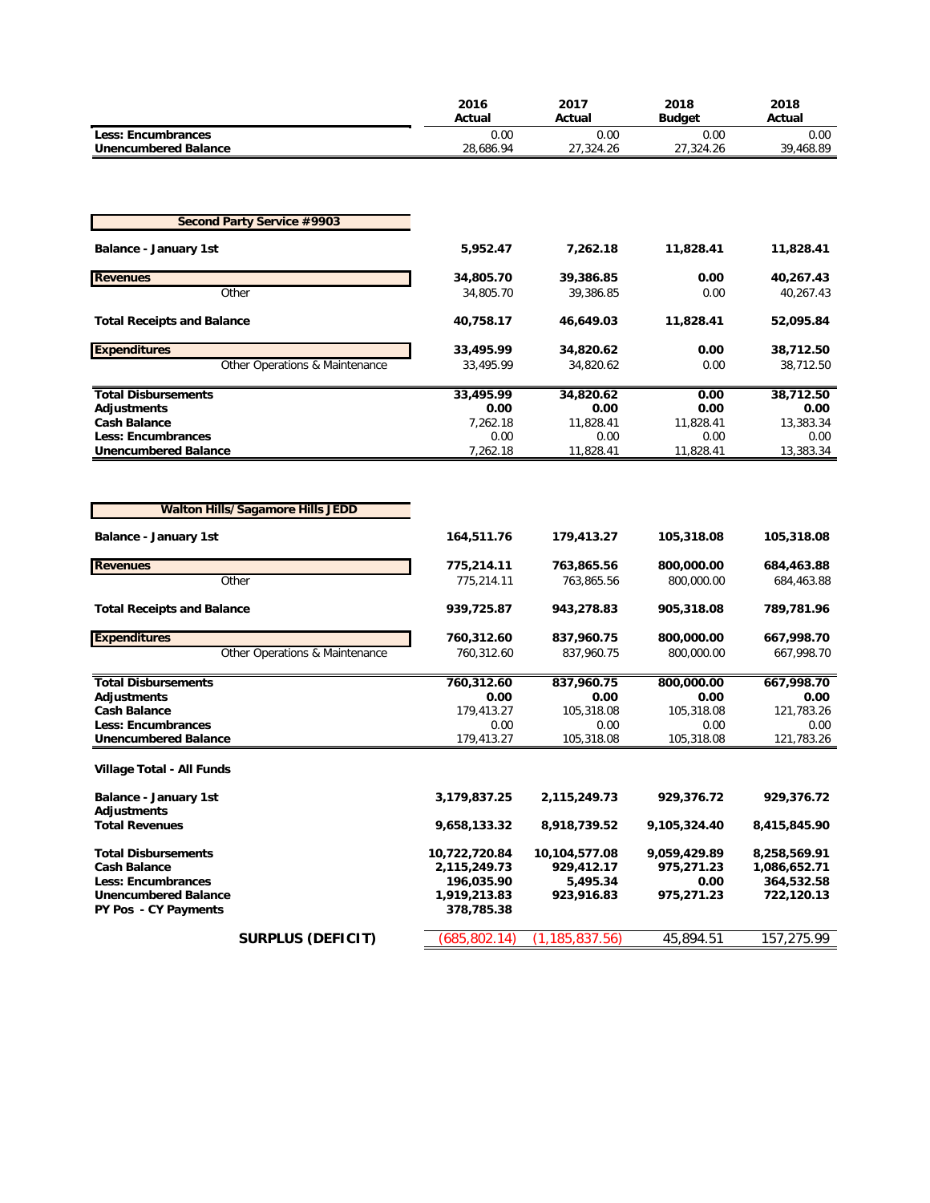| | 2016 Actual | 2017 Actual | 2018 Budget | 2018 Actual |
|---|---|---|---|---|
| **Less: Encumbrances** | 0.00 | 0.00 | 0.00 | 0.00 |
| **Unencumbered Balance** | 28,686.94 | 27,324.26 | 27,324.26 | 39,468.89 |

| **Second Party Service #9903** | | | | |
|---|---|---|---|---|
| **Balance - January 1st** | **5,952.47** | **7,262.18** | **11,828.41** | **11,828.41** |
| **Revenues** | **34,805.70** | **39,386.85** | **0.00** | **40,267.43** |
| Other | 34,805.70 | 39,386.85 | 0.00 | 40,267.43 |
| **Total Receipts and Balance** | **40,758.17** | **46,649.03** | **11,828.41** | **52,095.84** |
| **Expenditures** | **33,495.99** | **34,820.62** | **0.00** | **38,712.50** |
| Other Operations & Maintenance | 33,495.99 | 34,820.62 | 0.00 | 38,712.50 |
| **Total Disbursements** | **33,495.99** | **34,820.62** | **0.00** | **38,712.50** |
| **Adjustments** | **0.00** | **0.00** | **0.00** | **0.00** |
| **Cash Balance** | 7,262.18 | 11,828.41 | 11,828.41 | 13,383.34 |
| **Less: Encumbrances** | 0.00 | 0.00 | 0.00 | 0.00 |
| **Unencumbered Balance** | 7,262.18 | 11,828.41 | 11,828.41 | 13,383.34 |

| **Walton Hills/Sagamore Hills JEDD** | | | | |
|---|---|---|---|---|
| **Balance - January 1st** | **164,511.76** | **179,413.27** | **105,318.08** | **105,318.08** |
| **Revenues** | **775,214.11** | **763,865.56** | **800,000.00** | **684,463.88** |
| Other | 775,214.11 | 763,865.56 | 800,000.00 | 684,463.88 |
| **Total Receipts and Balance** | **939,725.87** | **943,278.83** | **905,318.08** | **789,781.96** |
| **Expenditures** | **760,312.60** | **837,960.75** | **800,000.00** | **667,998.70** |
| Other Operations & Maintenance | 760,312.60 | 837,960.75 | 800,000.00 | 667,998.70 |
| **Total Disbursements** | **760,312.60** | **837,960.75** | **800,000.00** | **667,998.70** |
| **Adjustments** | **0.00** | **0.00** | **0.00** | **0.00** |
| **Cash Balance** | 179,413.27 | 105,318.08 | 105,318.08 | 121,783.26 |
| **Less: Encumbrances** | 0.00 | 0.00 | 0.00 | 0.00 |
| **Unencumbered Balance** | 179,413.27 | 105,318.08 | 105,318.08 | 121,783.26 |

| **Village Total - All Funds** | | | | |
|---|---|---|---|---|
| **Balance - January 1st** | **3,179,837.25** | **2,115,249.73** | **929,376.72** | **929,376.72** |
| **Adjustments** | | | | |
| **Total Revenues** | **9,658,133.32** | **8,918,739.52** | **9,105,324.40** | **8,415,845.90** |
| **Total Disbursements** | **10,722,720.84** | **10,104,577.08** | **9,059,429.89** | **8,258,569.91** |
| **Cash Balance** | **2,115,249.73** | **929,412.17** | **975,271.23** | **1,086,652.71** |
| **Less: Encumbrances** | **196,035.90** | **5,495.34** | **0.00** | **364,532.58** |
| **Unencumbered Balance** | **1,919,213.83** | **923,916.83** | **975,271.23** | **722,120.13** |
| **PY Pos - CY Payments** | **378,785.38** | | | |
| **SURPLUS (DEFICIT)** | (685,802.14) | (1,185,837.56) | 45,894.51 | 157,275.99 |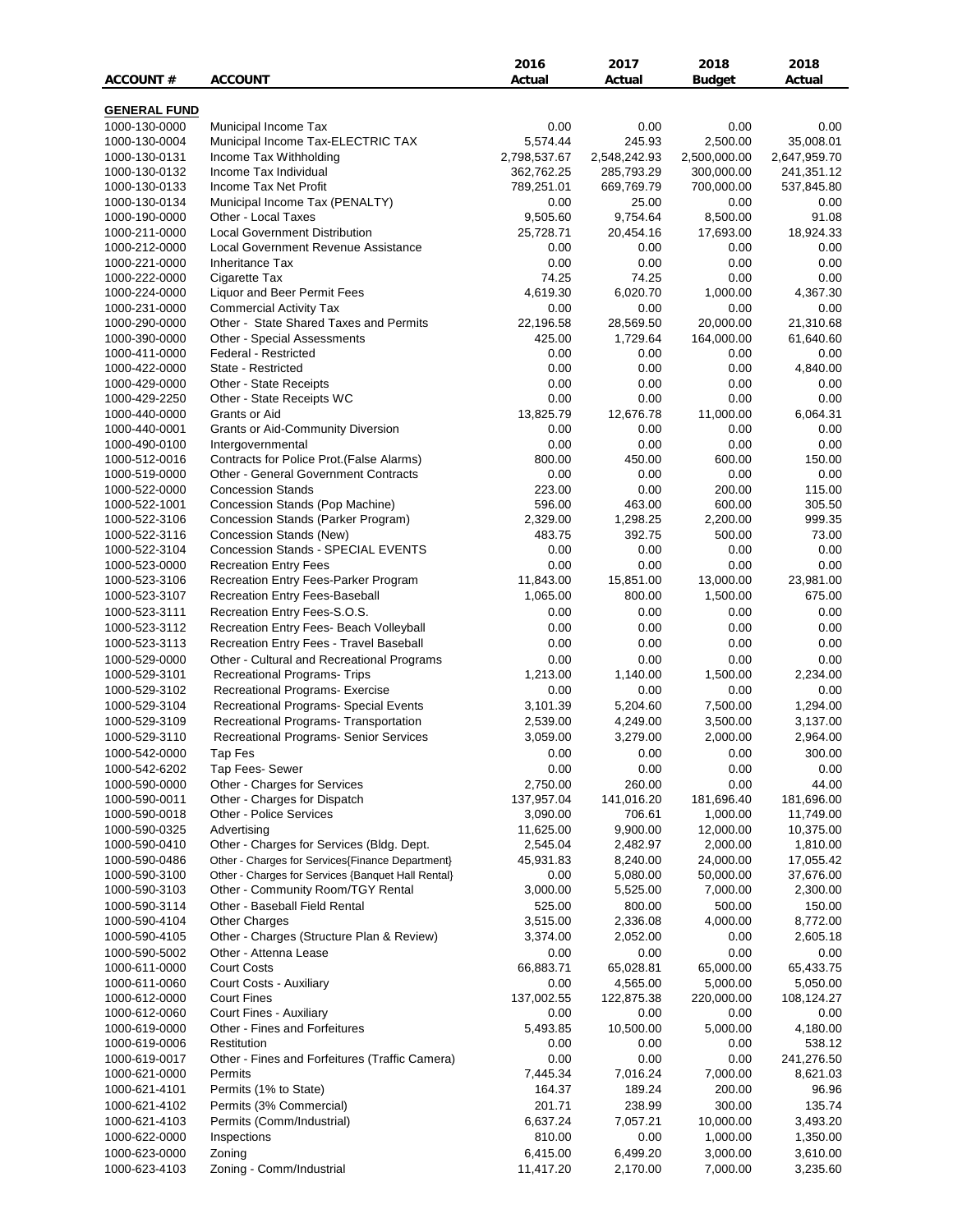| ACCOUNT # | ACCOUNT | 2016 Actual | 2017 Actual | 2018 Budget | 2018 Actual |
|---|---|---|---|---|---|
| **GENERAL FUND** | | | | | |
| 1000-130-0000 | Municipal Income Tax | 0.00 | 0.00 | 0.00 | 0.00 |
| 1000-130-0004 | Municipal Income Tax-ELECTRIC TAX | 5,574.44 | 245.93 | 2,500.00 | 35,008.01 |
| 1000-130-0131 | Income Tax Withholding | 2,798,537.67 | 2,548,242.93 | 2,500,000.00 | 2,647,959.70 |
| 1000-130-0132 | Income Tax Individual | 362,762.25 | 285,793.29 | 300,000.00 | 241,351.12 |
| 1000-130-0133 | Income Tax Net Profit | 789,251.01 | 669,769.79 | 700,000.00 | 537,845.80 |
| 1000-130-0134 | Municipal Income Tax (PENALTY) | 0.00 | 25.00 | 0.00 | 0.00 |
| 1000-190-0000 | Other - Local Taxes | 9,505.60 | 9,754.64 | 8,500.00 | 91.08 |
| 1000-211-0000 | Local Government Distribution | 25,728.71 | 20,454.16 | 17,693.00 | 18,924.33 |
| 1000-212-0000 | Local Government Revenue Assistance | 0.00 | 0.00 | 0.00 | 0.00 |
| 1000-221-0000 | Inheritance Tax | 0.00 | 0.00 | 0.00 | 0.00 |
| 1000-222-0000 | Cigarette Tax | 74.25 | 74.25 | 0.00 | 0.00 |
| 1000-224-0000 | Liquor and Beer Permit Fees | 4,619.30 | 6,020.70 | 1,000.00 | 4,367.30 |
| 1000-231-0000 | Commercial Activity Tax | 0.00 | 0.00 | 0.00 | 0.00 |
| 1000-290-0000 | Other - State Shared Taxes and Permits | 22,196.58 | 28,569.50 | 20,000.00 | 21,310.68 |
| 1000-390-0000 | Other - Special Assessments | 425.00 | 1,729.64 | 164,000.00 | 61,640.60 |
| 1000-411-0000 | Federal - Restricted | 0.00 | 0.00 | 0.00 | 0.00 |
| 1000-422-0000 | State - Restricted | 0.00 | 0.00 | 0.00 | 4,840.00 |
| 1000-429-0000 | Other - State Receipts | 0.00 | 0.00 | 0.00 | 0.00 |
| 1000-429-2250 | Other - State Receipts WC | 0.00 | 0.00 | 0.00 | 0.00 |
| 1000-440-0000 | Grants or Aid | 13,825.79 | 12,676.78 | 11,000.00 | 6,064.31 |
| 1000-440-0001 | Grants or Aid-Community Diversion | 0.00 | 0.00 | 0.00 | 0.00 |
| 1000-490-0100 | Intergovernmental | 0.00 | 0.00 | 0.00 | 0.00 |
| 1000-512-0016 | Contracts for Police Prot.(False Alarms) | 800.00 | 450.00 | 600.00 | 150.00 |
| 1000-519-0000 | Other - General Government Contracts | 0.00 | 0.00 | 0.00 | 0.00 |
| 1000-522-0000 | Concession Stands | 223.00 | 0.00 | 200.00 | 115.00 |
| 1000-522-1001 | Concession Stands (Pop Machine) | 596.00 | 463.00 | 600.00 | 305.50 |
| 1000-522-3106 | Concession Stands (Parker Program) | 2,329.00 | 1,298.25 | 2,200.00 | 999.35 |
| 1000-522-3116 | Concession Stands (New) | 483.75 | 392.75 | 500.00 | 73.00 |
| 1000-522-3104 | Concession Stands - SPECIAL EVENTS | 0.00 | 0.00 | 0.00 | 0.00 |
| 1000-523-0000 | Recreation Entry Fees | 0.00 | 0.00 | 0.00 | 0.00 |
| 1000-523-3106 | Recreation Entry Fees-Parker Program | 11,843.00 | 15,851.00 | 13,000.00 | 23,981.00 |
| 1000-523-3107 | Recreation Entry Fees-Baseball | 1,065.00 | 800.00 | 1,500.00 | 675.00 |
| 1000-523-3111 | Recreation Entry Fees-S.O.S. | 0.00 | 0.00 | 0.00 | 0.00 |
| 1000-523-3112 | Recreation Entry Fees- Beach Volleyball | 0.00 | 0.00 | 0.00 | 0.00 |
| 1000-523-3113 | Recreation Entry Fees - Travel Baseball | 0.00 | 0.00 | 0.00 | 0.00 |
| 1000-529-0000 | Other - Cultural and Recreational Programs | 0.00 | 0.00 | 0.00 | 0.00 |
| 1000-529-3101 | Recreational Programs- Trips | 1,213.00 | 1,140.00 | 1,500.00 | 2,234.00 |
| 1000-529-3102 | Recreational Programs- Exercise | 0.00 | 0.00 | 0.00 | 0.00 |
| 1000-529-3104 | Recreational Programs- Special Events | 3,101.39 | 5,204.60 | 7,500.00 | 1,294.00 |
| 1000-529-3109 | Recreational Programs- Transportation | 2,539.00 | 4,249.00 | 3,500.00 | 3,137.00 |
| 1000-529-3110 | Recreational Programs- Senior Services | 3,059.00 | 3,279.00 | 2,000.00 | 2,964.00 |
| 1000-542-0000 | Tap Fes | 0.00 | 0.00 | 0.00 | 300.00 |
| 1000-542-6202 | Tap Fees- Sewer | 0.00 | 0.00 | 0.00 | 0.00 |
| 1000-590-0000 | Other - Charges for Services | 2,750.00 | 260.00 | 0.00 | 44.00 |
| 1000-590-0011 | Other - Charges for Dispatch | 137,957.04 | 141,016.20 | 181,696.40 | 181,696.00 |
| 1000-590-0018 | Other - Police Services | 3,090.00 | 706.61 | 1,000.00 | 11,749.00 |
| 1000-590-0325 | Advertising | 11,625.00 | 9,900.00 | 12,000.00 | 10,375.00 |
| 1000-590-0410 | Other - Charges for Services (Bldg. Dept. | 2,545.04 | 2,482.97 | 2,000.00 | 1,810.00 |
| 1000-590-0486 | Other - Charges for Services{Finance Department} | 45,931.83 | 8,240.00 | 24,000.00 | 17,055.42 |
| 1000-590-3100 | Other - Charges for Services {Banquet Hall Rental} | 0.00 | 5,080.00 | 50,000.00 | 37,676.00 |
| 1000-590-3103 | Other - Community Room/TGY Rental | 3,000.00 | 5,525.00 | 7,000.00 | 2,300.00 |
| 1000-590-3114 | Other - Baseball Field Rental | 525.00 | 800.00 | 500.00 | 150.00 |
| 1000-590-4104 | Other Charges | 3,515.00 | 2,336.08 | 4,000.00 | 8,772.00 |
| 1000-590-4105 | Other - Charges (Structure Plan & Review) | 3,374.00 | 2,052.00 | 0.00 | 2,605.18 |
| 1000-590-5002 | Other - Attenna Lease | 0.00 | 0.00 | 0.00 | 0.00 |
| 1000-611-0000 | Court Costs | 66,883.71 | 65,028.81 | 65,000.00 | 65,433.75 |
| 1000-611-0060 | Court Costs - Auxiliary | 0.00 | 4,565.00 | 5,000.00 | 5,050.00 |
| 1000-612-0000 | Court Fines | 137,002.55 | 122,875.38 | 220,000.00 | 108,124.27 |
| 1000-612-0060 | Court Fines - Auxiliary | 0.00 | 0.00 | 0.00 | 0.00 |
| 1000-619-0000 | Other - Fines and Forfeitures | 5,493.85 | 10,500.00 | 5,000.00 | 4,180.00 |
| 1000-619-0006 | Restitution | 0.00 | 0.00 | 0.00 | 538.12 |
| 1000-619-0017 | Other - Fines and Forfeitures (Traffic Camera) | 0.00 | 0.00 | 0.00 | 241,276.50 |
| 1000-621-0000 | Permits | 7,445.34 | 7,016.24 | 7,000.00 | 8,621.03 |
| 1000-621-4101 | Permits (1% to State) | 164.37 | 189.24 | 200.00 | 96.96 |
| 1000-621-4102 | Permits (3% Commercial) | 201.71 | 238.99 | 300.00 | 135.74 |
| 1000-621-4103 | Permits (Comm/Industrial) | 6,637.24 | 7,057.21 | 10,000.00 | 3,493.20 |
| 1000-622-0000 | Inspections | 810.00 | 0.00 | 1,000.00 | 1,350.00 |
| 1000-623-0000 | Zoning | 6,415.00 | 6,499.20 | 3,000.00 | 3,610.00 |
| 1000-623-4103 | Zoning - Comm/Industrial | 11,417.20 | 2,170.00 | 7,000.00 | 3,235.60 |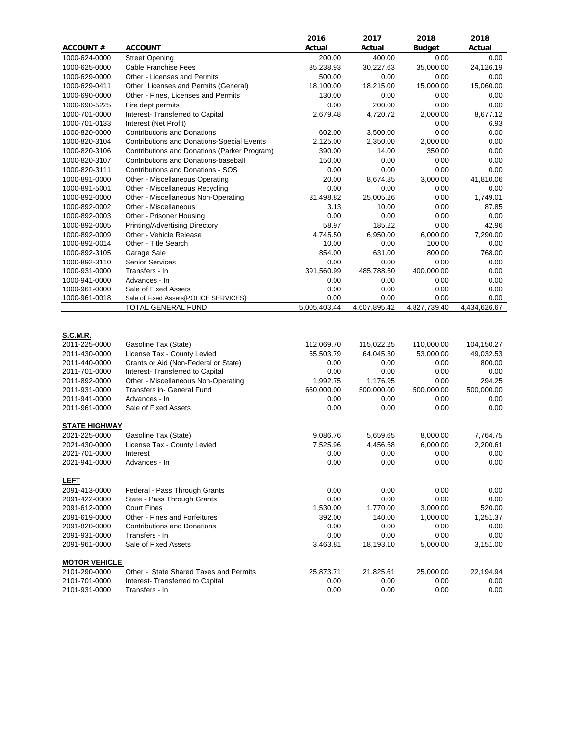| ACCOUNT # | ACCOUNT | 2016 Actual | 2017 Actual | 2018 Budget | 2018 Actual |
|---|---|---|---|---|---|
| 1000-624-0000 | Street Opening | 200.00 | 400.00 | 0.00 | 0.00 |
| 1000-625-0000 | Cable Franchise Fees | 35,238.93 | 30,227.63 | 35,000.00 | 24,126.19 |
| 1000-629-0000 | Other - Licenses and Permits | 500.00 | 0.00 | 0.00 | 0.00 |
| 1000-629-0411 | Other Licenses and Permits (General) | 18,100.00 | 18,215.00 | 15,000.00 | 15,060.00 |
| 1000-690-0000 | Other - Fines, Licenses and Permits | 130.00 | 0.00 | 0.00 | 0.00 |
| 1000-690-5225 | Fire dept permits | 0.00 | 200.00 | 0.00 | 0.00 |
| 1000-701-0000 | Interest- Transferred to Capital | 2,679.48 | 4,720.72 | 2,000.00 | 8,677.12 |
| 1000-701-0133 | Interest (Net Profit) | | | 0.00 | 6.93 |
| 1000-820-0000 | Contributions and Donations | 602.00 | 3,500.00 | 0.00 | 0.00 |
| 1000-820-3104 | Contributions and Donations-Special Events | 2,125.00 | 2,350.00 | 2,000.00 | 0.00 |
| 1000-820-3106 | Contributions and Donations (Parker Program) | 390.00 | 14.00 | 350.00 | 0.00 |
| 1000-820-3107 | Contributions and Donations-baseball | 150.00 | 0.00 | 0.00 | 0.00 |
| 1000-820-3111 | Contributions and Donations - SOS | 0.00 | 0.00 | 0.00 | 0.00 |
| 1000-891-0000 | Other - Miscellaneous Operating | 20.00 | 8,674.85 | 3,000.00 | 41,810.06 |
| 1000-891-5001 | Other - Miscellaneous Recycling | 0.00 | 0.00 | 0.00 | 0.00 |
| 1000-892-0000 | Other - Miscellaneous Non-Operating | 31,498.82 | 25,005.26 | 0.00 | 1,749.01 |
| 1000-892-0002 | Other - Miscellaneous | 3.13 | 10.00 | 0.00 | 87.85 |
| 1000-892-0003 | Other - Prisoner Housing | 0.00 | 0.00 | 0.00 | 0.00 |
| 1000-892-0005 | Printing/Advertising Directory | 58.97 | 185.22 | 0.00 | 42.96 |
| 1000-892-0009 | Other - Vehicle Release | 4,745.50 | 6,950.00 | 6,000.00 | 7,290.00 |
| 1000-892-0014 | Other - Title Search | 10.00 | 0.00 | 100.00 | 0.00 |
| 1000-892-3105 | Garage Sale | 854.00 | 631.00 | 800.00 | 768.00 |
| 1000-892-3110 | Senior Services | 0.00 | 0.00 | 0.00 | 0.00 |
| 1000-931-0000 | Transfers - In | 391,560.99 | 485,788.60 | 400,000.00 | 0.00 |
| 1000-941-0000 | Advances - In | 0.00 | 0.00 | 0.00 | 0.00 |
| 1000-961-0000 | Sale of Fixed Assets | 0.00 | 0.00 | 0.00 | 0.00 |
| 1000-961-0018 | Sale of Fixed Assets{POLICE SERVICES} | 0.00 | 0.00 | 0.00 | 0.00 |
| | TOTAL GENERAL FUND | 5,005,403.44 | 4,607,895.42 | 4,827,739.40 | 4,434,626.67 |
| **S.C.M.R.** | | | | | |
| 2011-225-0000 | Gasoline Tax (State) | 112,069.70 | 115,022.25 | 110,000.00 | 104,150.27 |
| 2011-430-0000 | License Tax - County Levied | 55,503.79 | 64,045.30 | 53,000.00 | 49,032.53 |
| 2011-440-0000 | Grants or Aid (Non-Federal or State) | 0.00 | 0.00 | 0.00 | 800.00 |
| 2011-701-0000 | Interest- Transferred to Capital | 0.00 | 0.00 | 0.00 | 0.00 |
| 2011-892-0000 | Other - Miscellaneous Non-Operating | 1,992.75 | 1,176.95 | 0.00 | 294.25 |
| 2011-931-0000 | Transfers in- General Fund | 660,000.00 | 500,000.00 | 500,000.00 | 500,000.00 |
| 2011-941-0000 | Advances - In | 0.00 | 0.00 | 0.00 | 0.00 |
| 2011-961-0000 | Sale of Fixed Assets | 0.00 | 0.00 | 0.00 | 0.00 |
| **STATE HIGHWAY** | | | | | |
| 2021-225-0000 | Gasoline Tax (State) | 9,086.76 | 5,659.65 | 8,000.00 | 7,764.75 |
| 2021-430-0000 | License Tax - County Levied | 7,525.96 | 4,456.68 | 6,000.00 | 2,200.61 |
| 2021-701-0000 | Interest | 0.00 | 0.00 | 0.00 | 0.00 |
| 2021-941-0000 | Advances - In | 0.00 | 0.00 | 0.00 | 0.00 |
| **LEFT** | | | | | |
| 2091-413-0000 | Federal - Pass Through Grants | 0.00 | 0.00 | 0.00 | 0.00 |
| 2091-422-0000 | State - Pass Through Grants | 0.00 | 0.00 | 0.00 | 0.00 |
| 2091-612-0000 | Court Fines | 1,530.00 | 1,770.00 | 3,000.00 | 520.00 |
| 2091-619-0000 | Other - Fines and Forfeitures | 392.00 | 140.00 | 1,000.00 | 1,251.37 |
| 2091-820-0000 | Contributions and Donations | 0.00 | 0.00 | 0.00 | 0.00 |
| 2091-931-0000 | Transfers - In | 0.00 | 0.00 | 0.00 | 0.00 |
| 2091-961-0000 | Sale of Fixed Assets | 3,463.81 | 18,193.10 | 5,000.00 | 3,151.00 |
| **MOTOR VEHICLE** | | | | | |
| 2101-290-0000 | Other - State Shared Taxes and Permits | 25,873.71 | 21,825.61 | 25,000.00 | 22,194.94 |
| 2101-701-0000 | Interest- Transferred to Capital | 0.00 | 0.00 | 0.00 | 0.00 |
| 2101-931-0000 | Transfers - In | 0.00 | 0.00 | 0.00 | 0.00 |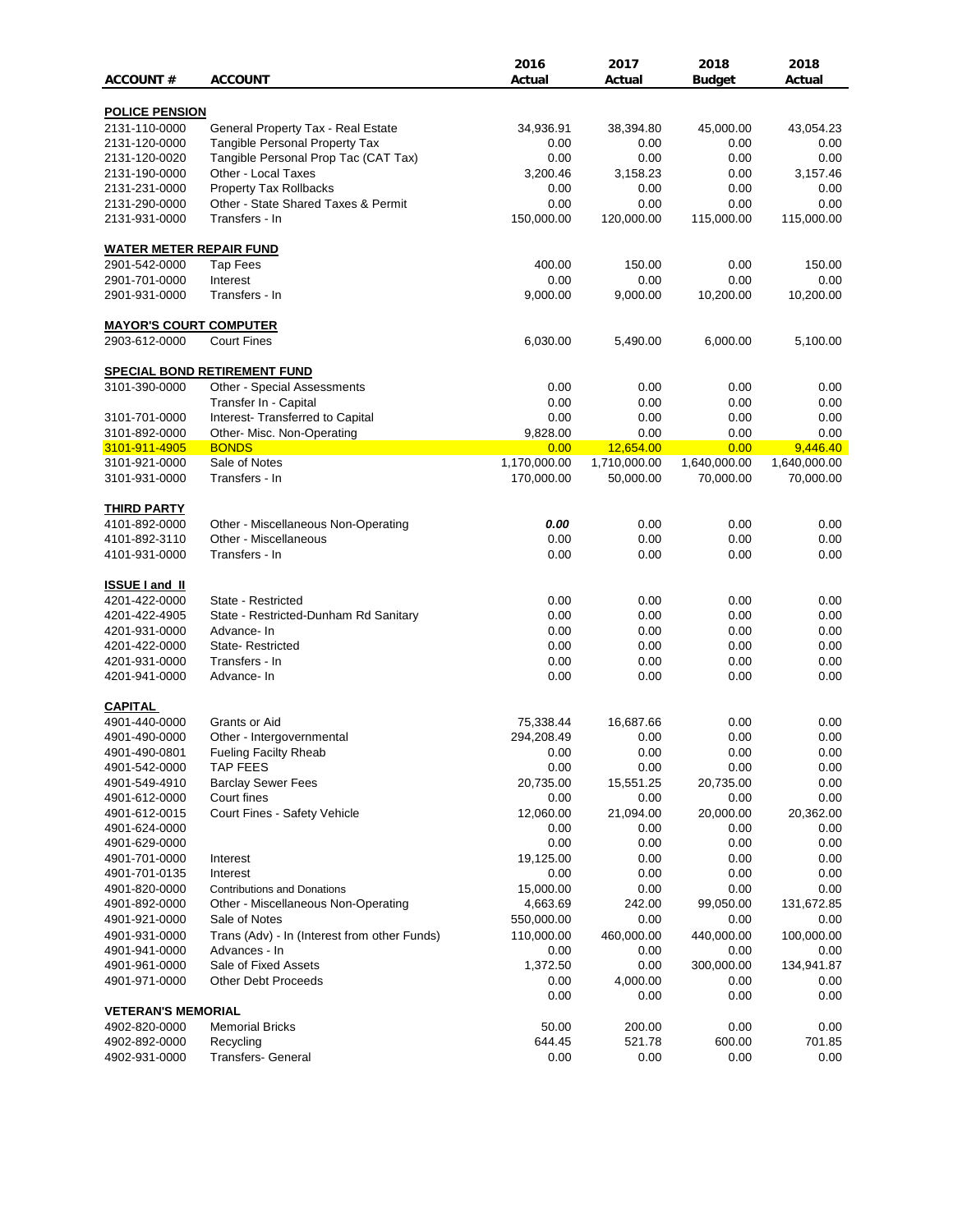| ACCOUNT # | ACCOUNT | 2016 Actual | 2017 Actual | 2018 Budget | 2018 Actual |
|---|---|---|---|---|---|
| **POLICE PENSION** | | | | | |
| 2131-110-0000 | General Property Tax - Real Estate | 34,936.91 | 38,394.80 | 45,000.00 | 43,054.23 |
| 2131-120-0000 | Tangible Personal Property Tax | 0.00 | 0.00 | 0.00 | 0.00 |
| 2131-120-0020 | Tangible Personal Prop Tac (CAT Tax) | 0.00 | 0.00 | 0.00 | 0.00 |
| 2131-190-0000 | Other - Local Taxes | 3,200.46 | 3,158.23 | 0.00 | 3,157.46 |
| 2131-231-0000 | Property Tax Rollbacks | 0.00 | 0.00 | 0.00 | 0.00 |
| 2131-290-0000 | Other - State Shared Taxes & Permit | 0.00 | 0.00 | 0.00 | 0.00 |
| 2131-931-0000 | Transfers - In | 150,000.00 | 120,000.00 | 115,000.00 | 115,000.00 |
| **WATER METER REPAIR FUND** | | | | | |
| 2901-542-0000 | Tap Fees | 400.00 | 150.00 | 0.00 | 150.00 |
| 2901-701-0000 | Interest | 0.00 | 0.00 | 0.00 | 0.00 |
| 2901-931-0000 | Transfers - In | 9,000.00 | 9,000.00 | 10,200.00 | 10,200.00 |
| **MAYOR'S COURT COMPUTER** | | | | | |
| 2903-612-0000 | Court Fines | 6,030.00 | 5,490.00 | 6,000.00 | 5,100.00 |
| **SPECIAL BOND RETIREMENT FUND** | | | | | |
| 3101-390-0000 | Other - Special Assessments | 0.00 | 0.00 | 0.00 | 0.00 |
| | Transfer In - Capital | 0.00 | 0.00 | 0.00 | 0.00 |
| 3101-701-0000 | Interest- Transferred to Capital | 0.00 | 0.00 | 0.00 | 0.00 |
| 3101-892-0000 | Other- Misc. Non-Operating | 9,828.00 | 0.00 | 0.00 | 0.00 |
| 3101-911-4905 | BONDS | 0.00 | 12,654.00 | 0.00 | 9,446.40 |
| 3101-921-0000 | Sale of Notes | 1,170,000.00 | 1,710,000.00 | 1,640,000.00 | 1,640,000.00 |
| 3101-931-0000 | Transfers - In | 170,000.00 | 50,000.00 | 70,000.00 | 70,000.00 |
| **THIRD PARTY** | | | | | |
| 4101-892-0000 | Other - Miscellaneous Non-Operating | ***0.00*** | 0.00 | 0.00 | 0.00 |
| 4101-892-3110 | Other - Miscellaneous | 0.00 | 0.00 | 0.00 | 0.00 |
| 4101-931-0000 | Transfers - In | 0.00 | 0.00 | 0.00 | 0.00 |
| **ISSUE I and II** | | | | | |
| 4201-422-0000 | State - Restricted | 0.00 | 0.00 | 0.00 | 0.00 |
| 4201-422-4905 | State - Restricted-Dunham Rd Sanitary | 0.00 | 0.00 | 0.00 | 0.00 |
| 4201-931-0000 | Advance- In | 0.00 | 0.00 | 0.00 | 0.00 |
| 4201-422-0000 | State- Restricted | 0.00 | 0.00 | 0.00 | 0.00 |
| 4201-931-0000 | Transfers - In | 0.00 | 0.00 | 0.00 | 0.00 |
| 4201-941-0000 | Advance- In | 0.00 | 0.00 | 0.00 | 0.00 |
| **CAPITAL** | | | | | |
| 4901-440-0000 | Grants or Aid | 75,338.44 | 16,687.66 | 0.00 | 0.00 |
| 4901-490-0000 | Other - Intergovernmental | 294,208.49 | 0.00 | 0.00 | 0.00 |
| 4901-490-0801 | Fueling Facilty Rheab | 0.00 | 0.00 | 0.00 | 0.00 |
| 4901-542-0000 | TAP FEES | 0.00 | 0.00 | 0.00 | 0.00 |
| 4901-549-4910 | Barclay Sewer Fees | 20,735.00 | 15,551.25 | 20,735.00 | 0.00 |
| 4901-612-0000 | Court fines | 0.00 | 0.00 | 0.00 | 0.00 |
| 4901-612-0015 | Court Fines - Safety Vehicle | 12,060.00 | 21,094.00 | 20,000.00 | 20,362.00 |
| 4901-624-0000 | | 0.00 | 0.00 | 0.00 | 0.00 |
| 4901-629-0000 | | 0.00 | 0.00 | 0.00 | 0.00 |
| 4901-701-0000 | Interest | 19,125.00 | 0.00 | 0.00 | 0.00 |
| 4901-701-0135 | Interest | 0.00 | 0.00 | 0.00 | 0.00 |
| 4901-820-0000 | Contributions and Donations | 15,000.00 | 0.00 | 0.00 | 0.00 |
| 4901-892-0000 | Other - Miscellaneous Non-Operating | 4,663.69 | 242.00 | 99,050.00 | 131,672.85 |
| 4901-921-0000 | Sale of Notes | 550,000.00 | 0.00 | 0.00 | 0.00 |
| 4901-931-0000 | Trans (Adv) - In (Interest from other Funds) | 110,000.00 | 460,000.00 | 440,000.00 | 100,000.00 |
| 4901-941-0000 | Advances - In | 0.00 | 0.00 | 0.00 | 0.00 |
| 4901-961-0000 | Sale of Fixed Assets | 1,372.50 | 0.00 | 300,000.00 | 134,941.87 |
| 4901-971-0000 | Other Debt Proceeds | 0.00 | 4,000.00 | 0.00 | 0.00 |
| | | 0.00 | 0.00 | 0.00 | 0.00 |
| **VETERAN'S MEMORIAL** | | | | | |
| 4902-820-0000 | Memorial Bricks | 50.00 | 200.00 | 0.00 | 0.00 |
| 4902-892-0000 | Recycling | 644.45 | 521.78 | 600.00 | 701.85 |
| 4902-931-0000 | Transfers- General | 0.00 | 0.00 | 0.00 | 0.00 |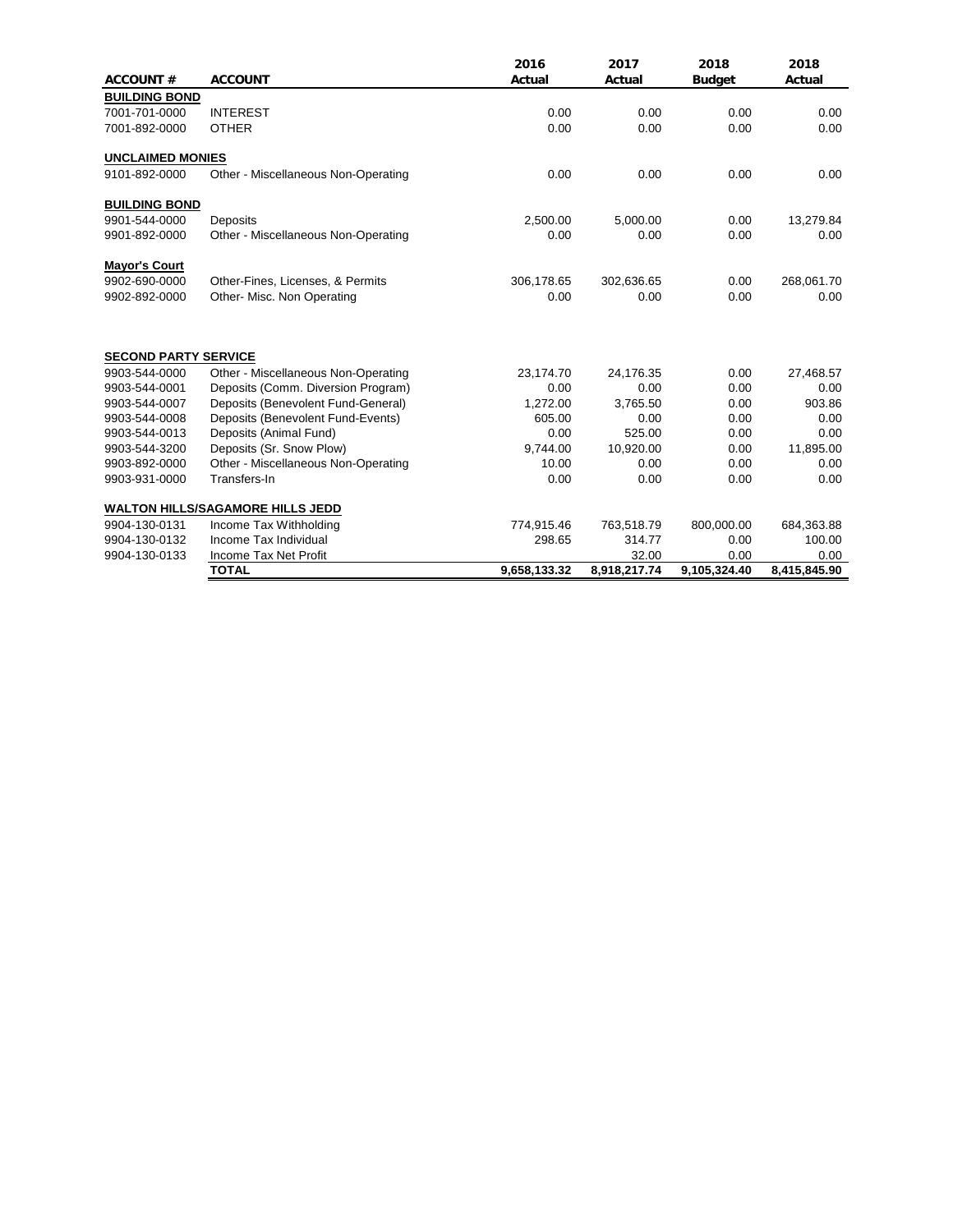| ACCOUNT # | ACCOUNT | 2016 Actual | 2017 Actual | 2018 Budget | 2018 Actual |
|---|---|---|---|---|---|
| **BUILDING BOND** | | | | | |
| 7001-701-0000 | INTEREST | 0.00 | 0.00 | 0.00 | 0.00 |
| 7001-892-0000 | OTHER | 0.00 | 0.00 | 0.00 | 0.00 |
| **UNCLAIMED MONIES** | | | | | |
| 9101-892-0000 | Other - Miscellaneous Non-Operating | 0.00 | 0.00 | 0.00 | 0.00 |
| **BUILDING BOND** | | | | | |
| 9901-544-0000 | Deposits | 2,500.00 | 5,000.00 | 0.00 | 13,279.84 |
| 9901-892-0000 | Other - Miscellaneous Non-Operating | 0.00 | 0.00 | 0.00 | 0.00 |
| **Mayor's Court** | | | | | |
| 9902-690-0000 | Other-Fines, Licenses, & Permits | 306,178.65 | 302,636.65 | 0.00 | 268,061.70 |
| 9902-892-0000 | Other- Misc. Non Operating | 0.00 | 0.00 | 0.00 | 0.00 |
| **SECOND PARTY SERVICE** | | | | | |
| 9903-544-0000 | Other - Miscellaneous Non-Operating | 23,174.70 | 24,176.35 | 0.00 | 27,468.57 |
| 9903-544-0001 | Deposits (Comm. Diversion Program) | 0.00 | 0.00 | 0.00 | 0.00 |
| 9903-544-0007 | Deposits (Benevolent Fund-General) | 1,272.00 | 3,765.50 | 0.00 | 903.86 |
| 9903-544-0008 | Deposits (Benevolent Fund-Events) | 605.00 | 0.00 | 0.00 | 0.00 |
| 9903-544-0013 | Deposits (Animal Fund) | 0.00 | 525.00 | 0.00 | 0.00 |
| 9903-544-3200 | Deposits (Sr. Snow Plow) | 9,744.00 | 10,920.00 | 0.00 | 11,895.00 |
| 9903-892-0000 | Other - Miscellaneous Non-Operating | 10.00 | 0.00 | 0.00 | 0.00 |
| 9903-931-0000 | Transfers-In | 0.00 | 0.00 | 0.00 | 0.00 |
| **WALTON HILLS/SAGAMORE HILLS JEDD** | | | | | |
| 9904-130-0131 | Income Tax Withholding | 774,915.46 | 763,518.79 | 800,000.00 | 684,363.88 |
| 9904-130-0132 | Income Tax Individual | 298.65 | 314.77 | 0.00 | 100.00 |
| 9904-130-0133 | Income Tax Net Profit | | 32.00 | 0.00 | 0.00 |
| | **TOTAL** | **9,658,133.32** | **8,918,217.74** | **9,105,324.40** | **8,415,845.90** |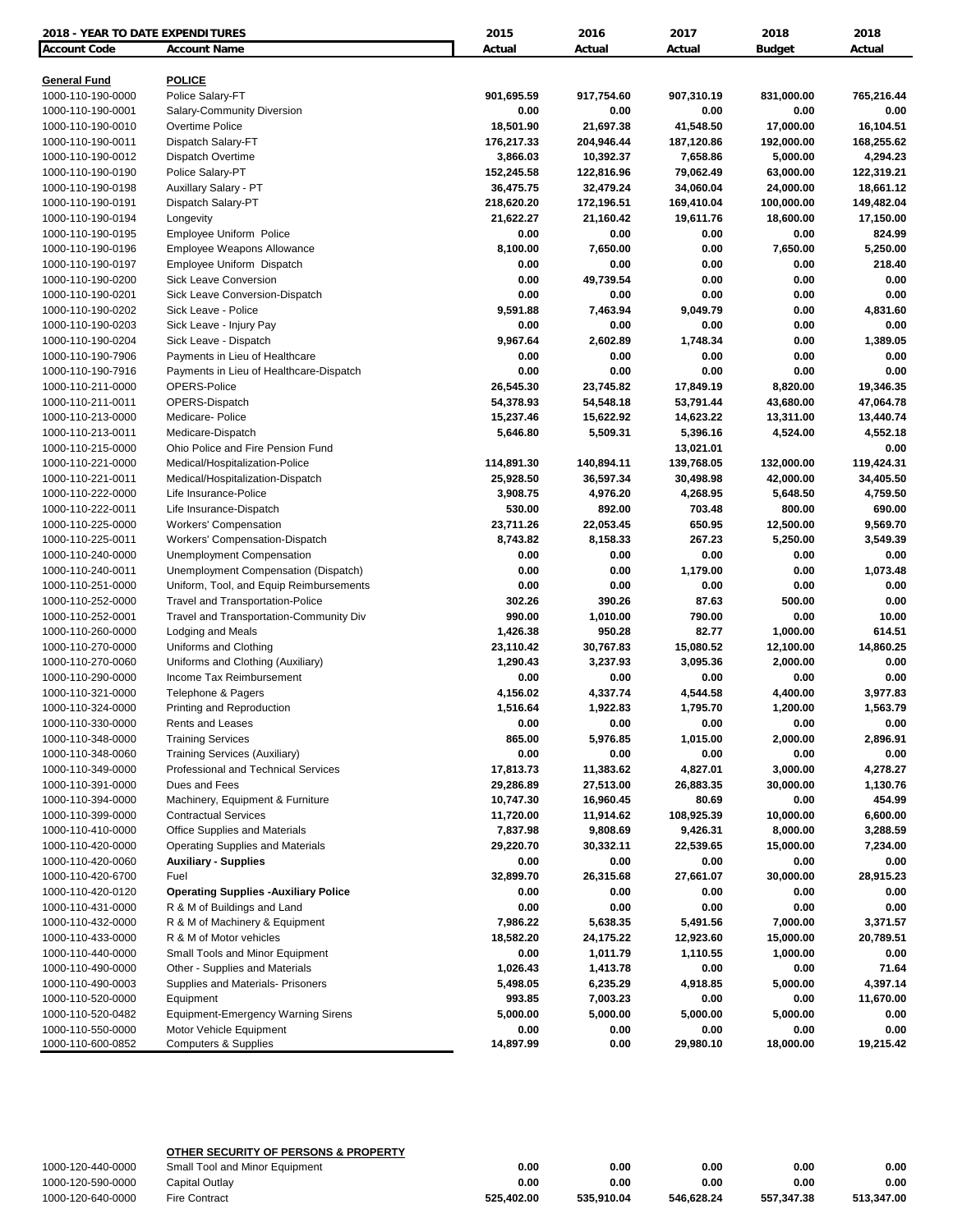| 2018 - YEAR TO DATE EXPENDITURES | | 2015 | 2016 | 2017 | 2018 | 2018 |
|---|---|---|---|---|---|---|
| **Account Code** | **Account Name** | **Actual** | **Actual** | **Actual** | **Budget** | **Actual** |
| **General Fund** | **POLICE** | | | | | |
| 1000-110-190-0000 | Police Salary-FT | 901,695.59 | 917,754.60 | 907,310.19 | 831,000.00 | 765,216.44 |
| 1000-110-190-0001 | Salary-Community Diversion | 0.00 | 0.00 | 0.00 | 0.00 | 0.00 |
| 1000-110-190-0010 | Overtime Police | 18,501.90 | 21,697.38 | 41,548.50 | 17,000.00 | 16,104.51 |
| 1000-110-190-0011 | Dispatch Salary-FT | 176,217.33 | 204,946.44 | 187,120.86 | 192,000.00 | 168,255.62 |
| 1000-110-190-0012 | Dispatch Overtime | 3,866.03 | 10,392.37 | 7,658.86 | 5,000.00 | 4,294.23 |
| 1000-110-190-0190 | Police Salary-PT | 152,245.58 | 122,816.96 | 79,062.49 | 63,000.00 | 122,319.21 |
| 1000-110-190-0198 | Auxillary Salary - PT | 36,475.75 | 32,479.24 | 34,060.04 | 24,000.00 | 18,661.12 |
| 1000-110-190-0191 | Dispatch Salary-PT | 218,620.20 | 172,196.51 | 169,410.04 | 100,000.00 | 149,482.04 |
| 1000-110-190-0194 | Longevity | 21,622.27 | 21,160.42 | 19,611.76 | 18,600.00 | 17,150.00 |
| 1000-110-190-0195 | Employee Uniform Police | 0.00 | 0.00 | 0.00 | 0.00 | 824.99 |
| 1000-110-190-0196 | Employee Weapons Allowance | 8,100.00 | 7,650.00 | 0.00 | 7,650.00 | 5,250.00 |
| 1000-110-190-0197 | Employee Uniform Dispatch | 0.00 | 0.00 | 0.00 | 0.00 | 218.40 |
| 1000-110-190-0200 | Sick Leave Conversion | 0.00 | 49,739.54 | 0.00 | 0.00 | 0.00 |
| 1000-110-190-0201 | Sick Leave Conversion-Dispatch | 0.00 | 0.00 | 0.00 | 0.00 | 0.00 |
| 1000-110-190-0202 | Sick Leave - Police | 9,591.88 | 7,463.94 | 9,049.79 | 0.00 | 4,831.60 |
| 1000-110-190-0203 | Sick Leave - Injury Pay | 0.00 | 0.00 | 0.00 | 0.00 | 0.00 |
| 1000-110-190-0204 | Sick Leave - Dispatch | 9,967.64 | 2,602.89 | 1,748.34 | 0.00 | 1,389.05 |
| 1000-110-190-7906 | Payments in Lieu of Healthcare | 0.00 | 0.00 | 0.00 | 0.00 | 0.00 |
| 1000-110-190-7916 | Payments in Lieu of Healthcare-Dispatch | 0.00 | 0.00 | 0.00 | 0.00 | 0.00 |
| 1000-110-211-0000 | OPERS-Police | 26,545.30 | 23,745.82 | 17,849.19 | 8,820.00 | 19,346.35 |
| 1000-110-211-0011 | OPERS-Dispatch | 54,378.93 | 54,548.18 | 53,791.44 | 43,680.00 | 47,064.78 |
| 1000-110-213-0000 | Medicare- Police | 15,237.46 | 15,622.92 | 14,623.22 | 13,311.00 | 13,440.74 |
| 1000-110-213-0011 | Medicare-Dispatch | 5,646.80 | 5,509.31 | 5,396.16 | 4,524.00 | 4,552.18 |
| 1000-110-215-0000 | Ohio Police and Fire Pension Fund | | | 13,021.01 | | 0.00 |
| 1000-110-221-0000 | Medical/Hospitalization-Police | 114,891.30 | 140,894.11 | 139,768.05 | 132,000.00 | 119,424.31 |
| 1000-110-221-0011 | Medical/Hospitalization-Dispatch | 25,928.50 | 36,597.34 | 30,498.98 | 42,000.00 | 34,405.50 |
| 1000-110-222-0000 | Life Insurance-Police | 3,908.75 | 4,976.20 | 4,268.95 | 5,648.50 | 4,759.50 |
| 1000-110-222-0011 | Life Insurance-Dispatch | 530.00 | 892.00 | 703.48 | 800.00 | 690.00 |
| 1000-110-225-0000 | Workers' Compensation | 23,711.26 | 22,053.45 | 650.95 | 12,500.00 | 9,569.70 |
| 1000-110-225-0011 | Workers' Compensation-Dispatch | 8,743.82 | 8,158.33 | 267.23 | 5,250.00 | 3,549.39 |
| 1000-110-240-0000 | Unemployment Compensation | 0.00 | 0.00 | 0.00 | 0.00 | 0.00 |
| 1000-110-240-0011 | Unemployment Compensation (Dispatch) | 0.00 | 0.00 | 1,179.00 | 0.00 | 1,073.48 |
| 1000-110-251-0000 | Uniform, Tool, and Equip Reimbursements | 0.00 | 0.00 | 0.00 | 0.00 | 0.00 |
| 1000-110-252-0000 | Travel and Transportation-Police | 302.26 | 390.26 | 87.63 | 500.00 | 0.00 |
| 1000-110-252-0001 | Travel and Transportation-Community Div | 990.00 | 1,010.00 | 790.00 | 0.00 | 10.00 |
| 1000-110-260-0000 | Lodging and Meals | 1,426.38 | 950.28 | 82.77 | 1,000.00 | 614.51 |
| 1000-110-270-0000 | Uniforms and Clothing | 23,110.42 | 30,767.83 | 15,080.52 | 12,100.00 | 14,860.25 |
| 1000-110-270-0060 | Uniforms and Clothing (Auxiliary) | 1,290.43 | 3,237.93 | 3,095.36 | 2,000.00 | 0.00 |
| 1000-110-290-0000 | Income Tax Reimbursement | 0.00 | 0.00 | 0.00 | 0.00 | 0.00 |
| 1000-110-321-0000 | Telephone & Pagers | 4,156.02 | 4,337.74 | 4,544.58 | 4,400.00 | 3,977.83 |
| 1000-110-324-0000 | Printing and Reproduction | 1,516.64 | 1,922.83 | 1,795.70 | 1,200.00 | 1,563.79 |
| 1000-110-330-0000 | Rents and Leases | 0.00 | 0.00 | 0.00 | 0.00 | 0.00 |
| 1000-110-348-0000 | Training Services | 865.00 | 5,976.85 | 1,015.00 | 2,000.00 | 2,896.91 |
| 1000-110-348-0060 | Training Services (Auxiliary) | 0.00 | 0.00 | 0.00 | 0.00 | 0.00 |
| 1000-110-349-0000 | Professional and Technical Services | 17,813.73 | 11,383.62 | 4,827.01 | 3,000.00 | 4,278.27 |
| 1000-110-391-0000 | Dues and Fees | 29,286.89 | 27,513.00 | 26,883.35 | 30,000.00 | 1,130.76 |
| 1000-110-394-0000 | Machinery, Equipment & Furniture | 10,747.30 | 16,960.45 | 80.69 | 0.00 | 454.99 |
| 1000-110-399-0000 | Contractual Services | 11,720.00 | 11,914.62 | 108,925.39 | 10,000.00 | 6,600.00 |
| 1000-110-410-0000 | Office Supplies and Materials | 7,837.98 | 9,808.69 | 9,426.31 | 8,000.00 | 3,288.59 |
| 1000-110-420-0000 | Operating Supplies and Materials | 29,220.70 | 30,332.11 | 22,539.65 | 15,000.00 | 7,234.00 |
| 1000-110-420-0060 | **Auxiliary - Supplies** | 0.00 | 0.00 | 0.00 | 0.00 | 0.00 |
| 1000-110-420-6700 | Fuel | 32,899.70 | 26,315.68 | 27,661.07 | 30,000.00 | 28,915.23 |
| 1000-110-420-0120 | **Operating Supplies -Auxiliary Police** | 0.00 | 0.00 | 0.00 | 0.00 | 0.00 |
| 1000-110-431-0000 | R & M of Buildings and Land | 0.00 | 0.00 | 0.00 | 0.00 | 0.00 |
| 1000-110-432-0000 | R & M of Machinery & Equipment | 7,986.22 | 5,638.35 | 5,491.56 | 7,000.00 | 3,371.57 |
| 1000-110-433-0000 | R & M of Motor vehicles | 18,582.20 | 24,175.22 | 12,923.60 | 15,000.00 | 20,789.51 |
| 1000-110-440-0000 | Small Tools and Minor Equipment | 0.00 | 1,011.79 | 1,110.55 | 1,000.00 | 0.00 |
| 1000-110-490-0000 | Other - Supplies and Materials | 1,026.43 | 1,413.78 | 0.00 | 0.00 | 71.64 |
| 1000-110-490-0003 | Supplies and Materials- Prisoners | 5,498.05 | 6,235.29 | 4,918.85 | 5,000.00 | 4,397.14 |
| 1000-110-520-0000 | Equipment | 993.85 | 7,003.23 | 0.00 | 0.00 | 11,670.00 |
| 1000-110-520-0482 | Equipment-Emergency Warning Sirens | 5,000.00 | 5,000.00 | 5,000.00 | 5,000.00 | 0.00 |
| 1000-110-550-0000 | Motor Vehicle Equipment | 0.00 | 0.00 | 0.00 | 0.00 | 0.00 |
| 1000-110-600-0852 | Computers & Supplies | 14,897.99 | 0.00 | 29,980.10 | 18,000.00 | 19,215.42 |

| | **OTHER SECURITY OF PERSONS & PROPERTY** | | | | | |
|---|---|---|---|---|---|---|
| 1000-120-440-0000 | Small Tool and Minor Equipment | 0.00 | 0.00 | 0.00 | 0.00 | 0.00 |
| 1000-120-590-0000 | Capital Outlay | 0.00 | 0.00 | 0.00 | 0.00 | 0.00 |
| 1000-120-640-0000 | Fire Contract | 525,402.00 | 535,910.04 | 546,628.24 | 557,347.38 | 513,347.00 |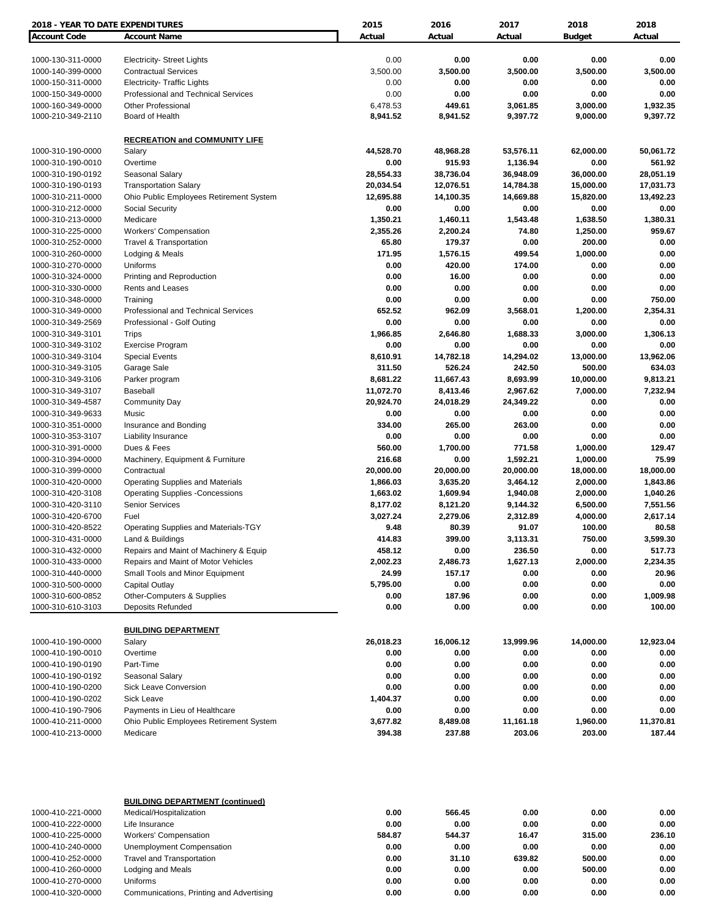| 2018 - YEAR TO DATE EXPENDITURES | | 2015 | 2016 | 2017 | 2018 | 2018 |
|---|---|---|---|---|---|---|
| **Account Code** | **Account Name** | **Actual** | **Actual** | **Actual** | **Budget** | **Actual** |
| 1000-130-311-0000 | Electricity- Street Lights | 0.00 | 0.00 | 0.00 | 0.00 | 0.00 |
| 1000-140-399-0000 | Contractual Services | 3,500.00 | 3,500.00 | 3,500.00 | 3,500.00 | 3,500.00 |
| 1000-150-311-0000 | Electricity- Traffic Lights | 0.00 | 0.00 | 0.00 | 0.00 | 0.00 |
| 1000-150-349-0000 | Professional and Technical Services | 0.00 | 0.00 | 0.00 | 0.00 | 0.00 |
| 1000-160-349-0000 | Other Professional | 6,478.53 | 449.61 | 3,061.85 | 3,000.00 | 1,932.35 |
| 1000-210-349-2110 | Board of Health | 8,941.52 | 8,941.52 | 9,397.72 | 9,000.00 | 9,397.72 |
| | **RECREATION and COMMUNITY LIFE** | | | | | |
| 1000-310-190-0000 | Salary | 44,528.70 | 48,968.28 | 53,576.11 | 62,000.00 | 50,061.72 |
| 1000-310-190-0010 | Overtime | 0.00 | 915.93 | 1,136.94 | 0.00 | 561.92 |
| 1000-310-190-0192 | Seasonal Salary | 28,554.33 | 38,736.04 | 36,948.09 | 36,000.00 | 28,051.19 |
| 1000-310-190-0193 | Transportation Salary | 20,034.54 | 12,076.51 | 14,784.38 | 15,000.00 | 17,031.73 |
| 1000-310-211-0000 | Ohio Public Employees Retirement System | 12,695.88 | 14,100.35 | 14,669.88 | 15,820.00 | 13,492.23 |
| 1000-310-212-0000 | Social Security | 0.00 | 0.00 | 0.00 | 0.00 | 0.00 |
| 1000-310-213-0000 | Medicare | 1,350.21 | 1,460.11 | 1,543.48 | 1,638.50 | 1,380.31 |
| 1000-310-225-0000 | Workers' Compensation | 2,355.26 | 2,200.24 | 74.80 | 1,250.00 | 959.67 |
| 1000-310-252-0000 | Travel & Transportation | 65.80 | 179.37 | 0.00 | 200.00 | 0.00 |
| 1000-310-260-0000 | Lodging & Meals | 171.95 | 1,576.15 | 499.54 | 1,000.00 | 0.00 |
| 1000-310-270-0000 | Uniforms | 0.00 | 420.00 | 174.00 | 0.00 | 0.00 |
| 1000-310-324-0000 | Printing and Reproduction | 0.00 | 16.00 | 0.00 | 0.00 | 0.00 |
| 1000-310-330-0000 | Rents and Leases | 0.00 | 0.00 | 0.00 | 0.00 | 0.00 |
| 1000-310-348-0000 | Training | 0.00 | 0.00 | 0.00 | 0.00 | 750.00 |
| 1000-310-349-0000 | Professional and Technical Services | 652.52 | 962.09 | 3,568.01 | 1,200.00 | 2,354.31 |
| 1000-310-349-2569 | Professional - Golf Outing | 0.00 | 0.00 | 0.00 | 0.00 | 0.00 |
| 1000-310-349-3101 | Trips | 1,966.85 | 2,646.80 | 1,688.33 | 3,000.00 | 1,306.13 |
| 1000-310-349-3102 | Exercise Program | 0.00 | 0.00 | 0.00 | 0.00 | 0.00 |
| 1000-310-349-3104 | Special Events | 8,610.91 | 14,782.18 | 14,294.02 | 13,000.00 | 13,962.06 |
| 1000-310-349-3105 | Garage Sale | 311.50 | 526.24 | 242.50 | 500.00 | 634.03 |
| 1000-310-349-3106 | Parker program | 8,681.22 | 11,667.43 | 8,693.99 | 10,000.00 | 9,813.21 |
| 1000-310-349-3107 | Baseball | 11,072.70 | 8,413.46 | 2,967.62 | 7,000.00 | 7,232.94 |
| 1000-310-349-4587 | Community Day | 20,924.70 | 24,018.29 | 24,349.22 | 0.00 | 0.00 |
| 1000-310-349-9633 | Music | 0.00 | 0.00 | 0.00 | 0.00 | 0.00 |
| 1000-310-351-0000 | Insurance and Bonding | 334.00 | 265.00 | 263.00 | 0.00 | 0.00 |
| 1000-310-353-3107 | Liability Insurance | 0.00 | 0.00 | 0.00 | 0.00 | 0.00 |
| 1000-310-391-0000 | Dues & Fees | 560.00 | 1,700.00 | 771.58 | 1,000.00 | 129.47 |
| 1000-310-394-0000 | Machinery, Equipment & Furniture | 216.68 | 0.00 | 1,592.21 | 1,000.00 | 75.99 |
| 1000-310-399-0000 | Contractual | 20,000.00 | 20,000.00 | 20,000.00 | 18,000.00 | 18,000.00 |
| 1000-310-420-0000 | Operating Supplies and Materials | 1,866.03 | 3,635.20 | 3,464.12 | 2,000.00 | 1,843.86 |
| 1000-310-420-3108 | Operating Supplies -Concessions | 1,663.02 | 1,609.94 | 1,940.08 | 2,000.00 | 1,040.26 |
| 1000-310-420-3110 | Senior Services | 8,177.02 | 8,121.20 | 9,144.32 | 6,500.00 | 7,551.56 |
| 1000-310-420-6700 | Fuel | 3,027.24 | 2,279.06 | 2,312.89 | 4,000.00 | 2,617.14 |
| 1000-310-420-8522 | Operating Supplies and Materials-TGY | 9.48 | 80.39 | 91.07 | 100.00 | 80.58 |
| 1000-310-431-0000 | Land & Buildings | 414.83 | 399.00 | 3,113.31 | 750.00 | 3,599.30 |
| 1000-310-432-0000 | Repairs and Maint of Machinery & Equip | 458.12 | 0.00 | 236.50 | 0.00 | 517.73 |
| 1000-310-433-0000 | Repairs and Maint of Motor Vehicles | 2,002.23 | 2,486.73 | 1,627.13 | 2,000.00 | 2,234.35 |
| 1000-310-440-0000 | Small Tools and Minor Equipment | 24.99 | 157.17 | 0.00 | 0.00 | 20.96 |
| 1000-310-500-0000 | Capital Outlay | 5,795.00 | 0.00 | 0.00 | 0.00 | 0.00 |
| 1000-310-600-0852 | Other-Computers & Supplies | 0.00 | 187.96 | 0.00 | 0.00 | 1,009.98 |
| 1000-310-610-3103 | Deposits Refunded | 0.00 | 0.00 | 0.00 | 0.00 | 100.00 |
| | **BUILDING DEPARTMENT** | | | | | |
| 1000-410-190-0000 | Salary | 26,018.23 | 16,006.12 | 13,999.96 | 14,000.00 | 12,923.04 |
| 1000-410-190-0010 | Overtime | 0.00 | 0.00 | 0.00 | 0.00 | 0.00 |
| 1000-410-190-0190 | Part-Time | 0.00 | 0.00 | 0.00 | 0.00 | 0.00 |
| 1000-410-190-0192 | Seasonal Salary | 0.00 | 0.00 | 0.00 | 0.00 | 0.00 |
| 1000-410-190-0200 | Sick Leave Conversion | 0.00 | 0.00 | 0.00 | 0.00 | 0.00 |
| 1000-410-190-0202 | Sick Leave | 1,404.37 | 0.00 | 0.00 | 0.00 | 0.00 |
| 1000-410-190-7906 | Payments in Lieu of Healthcare | 0.00 | 0.00 | 0.00 | 0.00 | 0.00 |
| 1000-410-211-0000 | Ohio Public Employees Retirement System | 3,677.82 | 8,489.08 | 11,161.18 | 1,960.00 | 11,370.81 |
| 1000-410-213-0000 | Medicare | 394.38 | 237.88 | 203.06 | 203.00 | 187.44 |
| | **BUILDING DEPARTMENT (continued)** | | | | | |
| 1000-410-221-0000 | Medical/Hospitalization | 0.00 | 566.45 | 0.00 | 0.00 | 0.00 |
| 1000-410-222-0000 | Life Insurance | 0.00 | 0.00 | 0.00 | 0.00 | 0.00 |
| 1000-410-225-0000 | Workers' Compensation | 584.87 | 544.37 | 16.47 | 315.00 | 236.10 |
| 1000-410-240-0000 | Unemployment Compensation | 0.00 | 0.00 | 0.00 | 0.00 | 0.00 |
| 1000-410-252-0000 | Travel and Transportation | 0.00 | 31.10 | 639.82 | 500.00 | 0.00 |
| 1000-410-260-0000 | Lodging and Meals | 0.00 | 0.00 | 0.00 | 500.00 | 0.00 |
| 1000-410-270-0000 | Uniforms | 0.00 | 0.00 | 0.00 | 0.00 | 0.00 |
| 1000-410-320-0000 | Communications, Printing and Advertising | 0.00 | 0.00 | 0.00 | 0.00 | 0.00 |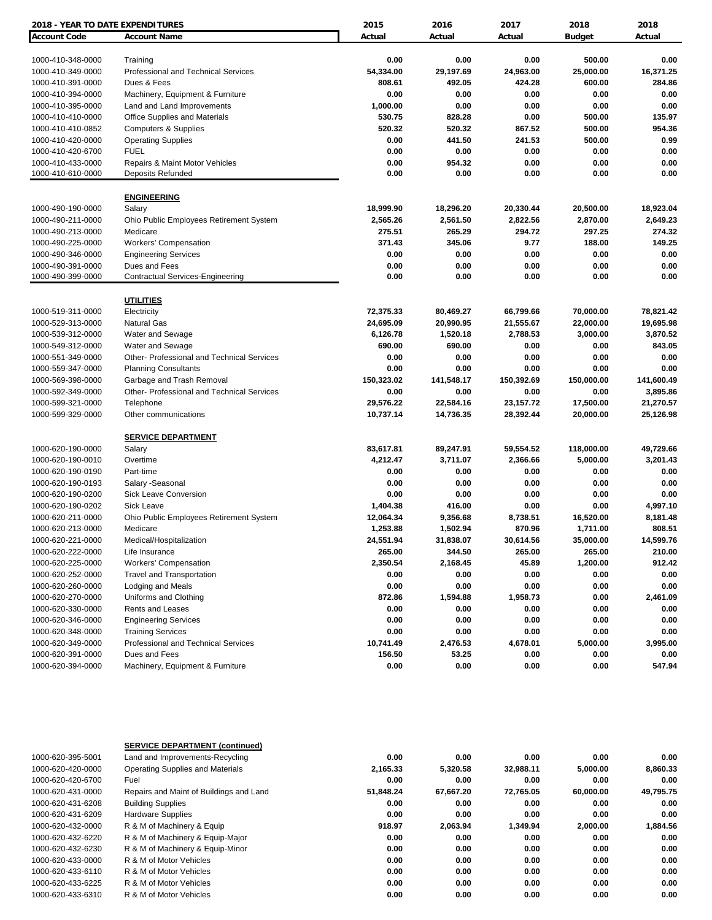| 2018 - YEAR TO DATE EXPENDITURES | | 2015 | 2016 | 2017 | 2018 | 2018 |
|---|---|---|---|---|---|---|
| **Account Code** | **Account Name** | **Actual** | **Actual** | **Actual** | **Budget** | **Actual** |
| 1000-410-348-0000 | Training | 0.00 | 0.00 | 0.00 | 500.00 | 0.00 |
| 1000-410-349-0000 | Professional and Technical Services | 54,334.00 | 29,197.69 | 24,963.00 | 25,000.00 | 16,371.25 |
| 1000-410-391-0000 | Dues & Fees | 808.61 | 492.05 | 424.28 | 600.00 | 284.86 |
| 1000-410-394-0000 | Machinery, Equipment & Furniture | 0.00 | 0.00 | 0.00 | 0.00 | 0.00 |
| 1000-410-395-0000 | Land and Land Improvements | 1,000.00 | 0.00 | 0.00 | 0.00 | 0.00 |
| 1000-410-410-0000 | Office Supplies and Materials | 530.75 | 828.28 | 0.00 | 500.00 | 135.97 |
| 1000-410-410-0852 | Computers & Supplies | 520.32 | 520.32 | 867.52 | 500.00 | 954.36 |
| 1000-410-420-0000 | Operating Supplies | 0.00 | 441.50 | 241.53 | 500.00 | 0.99 |
| 1000-410-420-6700 | FUEL | 0.00 | 0.00 | 0.00 | 0.00 | 0.00 |
| 1000-410-433-0000 | Repairs & Maint Motor Vehicles | 0.00 | 954.32 | 0.00 | 0.00 | 0.00 |
| 1000-410-610-0000 | Deposits Refunded | 0.00 | 0.00 | 0.00 | 0.00 | 0.00 |
| | **ENGINEERING** | | | | | |
| 1000-490-190-0000 | Salary | 18,999.90 | 18,296.20 | 20,330.44 | 20,500.00 | 18,923.04 |
| 1000-490-211-0000 | Ohio Public Employees Retirement System | 2,565.26 | 2,561.50 | 2,822.56 | 2,870.00 | 2,649.23 |
| 1000-490-213-0000 | Medicare | 275.51 | 265.29 | 294.72 | 297.25 | 274.32 |
| 1000-490-225-0000 | Workers' Compensation | 371.43 | 345.06 | 9.77 | 188.00 | 149.25 |
| 1000-490-346-0000 | Engineering Services | 0.00 | 0.00 | 0.00 | 0.00 | 0.00 |
| 1000-490-391-0000 | Dues and Fees | 0.00 | 0.00 | 0.00 | 0.00 | 0.00 |
| 1000-490-399-0000 | Contractual Services-Engineering | 0.00 | 0.00 | 0.00 | 0.00 | 0.00 |
| | **UTILITIES** | | | | | |
| 1000-519-311-0000 | Electricity | 72,375.33 | 80,469.27 | 66,799.66 | 70,000.00 | 78,821.42 |
| 1000-529-313-0000 | Natural Gas | 24,695.09 | 20,990.95 | 21,555.67 | 22,000.00 | 19,695.98 |
| 1000-539-312-0000 | Water and Sewage | 6,126.78 | 1,520.18 | 2,788.53 | 3,000.00 | 3,870.52 |
| 1000-549-312-0000 | Water and Sewage | 690.00 | 690.00 | 0.00 | 0.00 | 843.05 |
| 1000-551-349-0000 | Other- Professional and Technical Services | 0.00 | 0.00 | 0.00 | 0.00 | 0.00 |
| 1000-559-347-0000 | Planning Consultants | 0.00 | 0.00 | 0.00 | 0.00 | 0.00 |
| 1000-569-398-0000 | Garbage and Trash Removal | 150,323.02 | 141,548.17 | 150,392.69 | 150,000.00 | 141,600.49 |
| 1000-592-349-0000 | Other- Professional and Technical Services | 0.00 | 0.00 | 0.00 | 0.00 | 3,895.86 |
| 1000-599-321-0000 | Telephone | 29,576.22 | 22,584.16 | 23,157.72 | 17,500.00 | 21,270.57 |
| 1000-599-329-0000 | Other communications | 10,737.14 | 14,736.35 | 28,392.44 | 20,000.00 | 25,126.98 |
| | **SERVICE DEPARTMENT** | | | | | |
| 1000-620-190-0000 | Salary | 83,617.81 | 89,247.91 | 59,554.52 | 118,000.00 | 49,729.66 |
| 1000-620-190-0010 | Overtime | 4,212.47 | 3,711.07 | 2,366.66 | 5,000.00 | 3,201.43 |
| 1000-620-190-0190 | Part-time | 0.00 | 0.00 | 0.00 | 0.00 | 0.00 |
| 1000-620-190-0193 | Salary -Seasonal | 0.00 | 0.00 | 0.00 | 0.00 | 0.00 |
| 1000-620-190-0200 | Sick Leave Conversion | 0.00 | 0.00 | 0.00 | 0.00 | 0.00 |
| 1000-620-190-0202 | Sick Leave | 1,404.38 | 416.00 | 0.00 | 0.00 | 4,997.10 |
| 1000-620-211-0000 | Ohio Public Employees Retirement System | 12,064.34 | 9,356.68 | 8,738.51 | 16,520.00 | 8,181.48 |
| 1000-620-213-0000 | Medicare | 1,253.88 | 1,502.94 | 870.96 | 1,711.00 | 808.51 |
| 1000-620-221-0000 | Medical/Hospitalization | 24,551.94 | 31,838.07 | 30,614.56 | 35,000.00 | 14,599.76 |
| 1000-620-222-0000 | Life Insurance | 265.00 | 344.50 | 265.00 | 265.00 | 210.00 |
| 1000-620-225-0000 | Workers' Compensation | 2,350.54 | 2,168.45 | 45.89 | 1,200.00 | 912.42 |
| 1000-620-252-0000 | Travel and Transportation | 0.00 | 0.00 | 0.00 | 0.00 | 0.00 |
| 1000-620-260-0000 | Lodging and Meals | 0.00 | 0.00 | 0.00 | 0.00 | 0.00 |
| 1000-620-270-0000 | Uniforms and Clothing | 872.86 | 1,594.88 | 1,958.73 | 0.00 | 2,461.09 |
| 1000-620-330-0000 | Rents and Leases | 0.00 | 0.00 | 0.00 | 0.00 | 0.00 |
| 1000-620-346-0000 | Engineering Services | 0.00 | 0.00 | 0.00 | 0.00 | 0.00 |
| 1000-620-348-0000 | Training Services | 0.00 | 0.00 | 0.00 | 0.00 | 0.00 |
| 1000-620-349-0000 | Professional and Technical Services | 10,741.49 | 2,476.53 | 4,678.01 | 5,000.00 | 3,995.00 |
| 1000-620-391-0000 | Dues and Fees | 156.50 | 53.25 | 0.00 | 0.00 | 0.00 |
| 1000-620-394-0000 | Machinery, Equipment & Furniture | 0.00 | 0.00 | 0.00 | 0.00 | 547.94 |
| | **SERVICE DEPARTMENT (continued)** | | | | | |
| 1000-620-395-5001 | Land and Improvements-Recycling | 0.00 | 0.00 | 0.00 | 0.00 | 0.00 |
| 1000-620-420-0000 | Operating Supplies and Materials | 2,165.33 | 5,320.58 | 32,988.11 | 5,000.00 | 8,860.33 |
| 1000-620-420-6700 | Fuel | 0.00 | 0.00 | 0.00 | 0.00 | 0.00 |
| 1000-620-431-0000 | Repairs and Maint of Buildings and Land | 51,848.24 | 67,667.20 | 72,765.05 | 60,000.00 | 49,795.75 |
| 1000-620-431-6208 | Building Supplies | 0.00 | 0.00 | 0.00 | 0.00 | 0.00 |
| 1000-620-431-6209 | Hardware Supplies | 0.00 | 0.00 | 0.00 | 0.00 | 0.00 |
| 1000-620-432-0000 | R & M of Machinery & Equip | 918.97 | 2,063.94 | 1,349.94 | 2,000.00 | 1,884.56 |
| 1000-620-432-6220 | R & M of Machinery & Equip-Major | 0.00 | 0.00 | 0.00 | 0.00 | 0.00 |
| 1000-620-432-6230 | R & M of Machinery & Equip-Minor | 0.00 | 0.00 | 0.00 | 0.00 | 0.00 |
| 1000-620-433-0000 | R & M of Motor Vehicles | 0.00 | 0.00 | 0.00 | 0.00 | 0.00 |
| 1000-620-433-6110 | R & M of Motor Vehicles | 0.00 | 0.00 | 0.00 | 0.00 | 0.00 |
| 1000-620-433-6225 | R & M of Motor Vehicles | 0.00 | 0.00 | 0.00 | 0.00 | 0.00 |
| 1000-620-433-6310 | R & M of Motor Vehicles | 0.00 | 0.00 | 0.00 | 0.00 | 0.00 |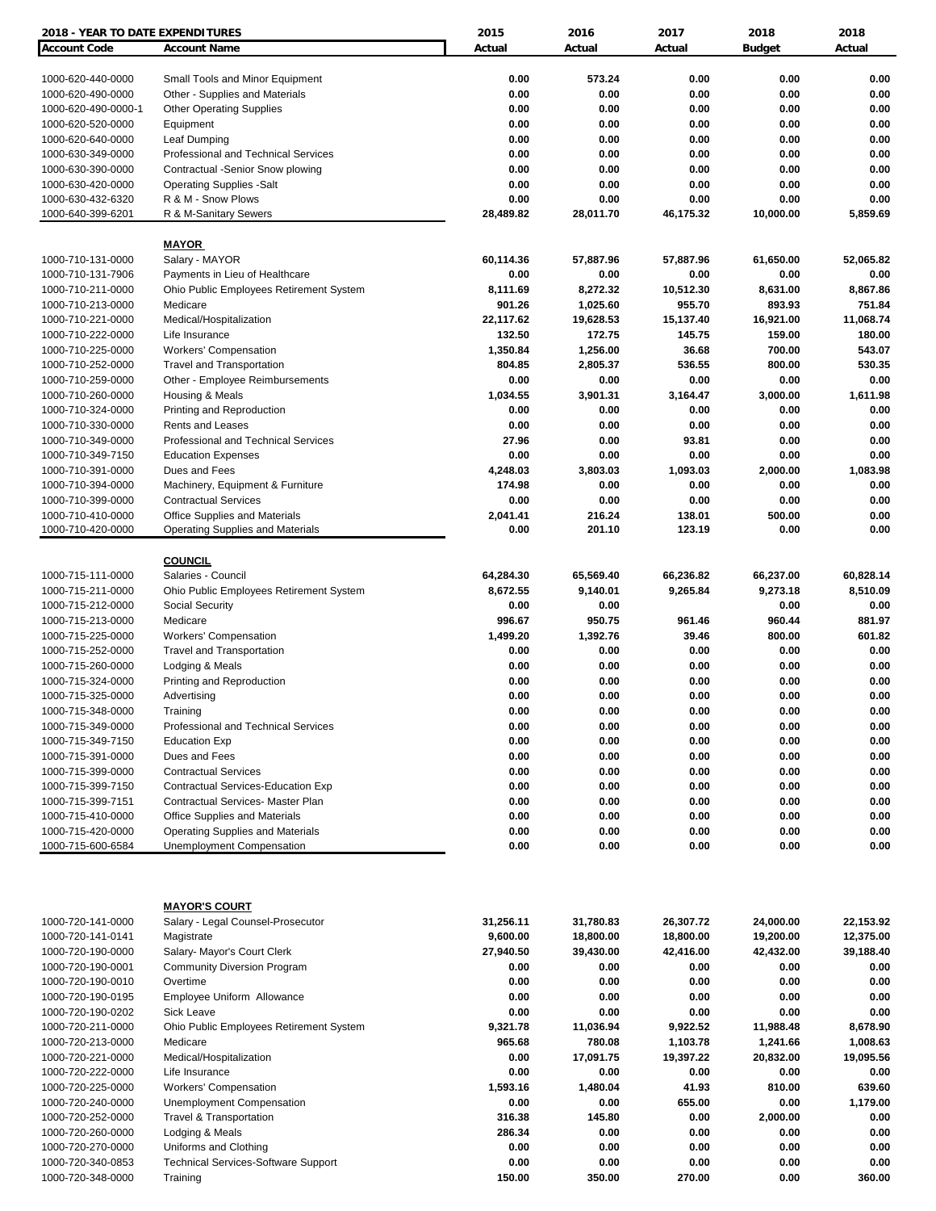| 2018 - YEAR TO DATE EXPENDITURES | | 2015 | 2016 | 2017 | 2018 | 2018 |
|---|---|---|---|---|---|---|
| **Account Code** | **Account Name** | **Actual** | **Actual** | **Actual** | **Budget** | **Actual** |
| 1000-620-440-0000 | Small Tools and Minor Equipment | 0.00 | 573.24 | 0.00 | 0.00 | 0.00 |
| 1000-620-490-0000 | Other - Supplies and Materials | 0.00 | 0.00 | 0.00 | 0.00 | 0.00 |
| 1000-620-490-0000-1 | Other Operating Supplies | 0.00 | 0.00 | 0.00 | 0.00 | 0.00 |
| 1000-620-520-0000 | Equipment | 0.00 | 0.00 | 0.00 | 0.00 | 0.00 |
| 1000-620-640-0000 | Leaf Dumping | 0.00 | 0.00 | 0.00 | 0.00 | 0.00 |
| 1000-630-349-0000 | Professional and Technical Services | 0.00 | 0.00 | 0.00 | 0.00 | 0.00 |
| 1000-630-390-0000 | Contractual -Senior Snow plowing | 0.00 | 0.00 | 0.00 | 0.00 | 0.00 |
| 1000-630-420-0000 | Operating Supplies -Salt | 0.00 | 0.00 | 0.00 | 0.00 | 0.00 |
| 1000-630-432-6320 | R & M - Snow Plows | 0.00 | 0.00 | 0.00 | 0.00 | 0.00 |
| 1000-640-399-6201 | R & M-Sanitary Sewers | 28,489.82 | 28,011.70 | 46,175.32 | 10,000.00 | 5,859.69 |
| | **MAYOR** | | | | | |
| 1000-710-131-0000 | Salary - MAYOR | 60,114.36 | 57,887.96 | 57,887.96 | 61,650.00 | 52,065.82 |
| 1000-710-131-7906 | Payments in Lieu of Healthcare | 0.00 | 0.00 | 0.00 | 0.00 | 0.00 |
| 1000-710-211-0000 | Ohio Public Employees Retirement System | 8,111.69 | 8,272.32 | 10,512.30 | 8,631.00 | 8,867.86 |
| 1000-710-213-0000 | Medicare | 901.26 | 1,025.60 | 955.70 | 893.93 | 751.84 |
| 1000-710-221-0000 | Medical/Hospitalization | 22,117.62 | 19,628.53 | 15,137.40 | 16,921.00 | 11,068.74 |
| 1000-710-222-0000 | Life Insurance | 132.50 | 172.75 | 145.75 | 159.00 | 180.00 |
| 1000-710-225-0000 | Workers' Compensation | 1,350.84 | 1,256.00 | 36.68 | 700.00 | 543.07 |
| 1000-710-252-0000 | Travel and Transportation | 804.85 | 2,805.37 | 536.55 | 800.00 | 530.35 |
| 1000-710-259-0000 | Other - Employee Reimbursements | 0.00 | 0.00 | 0.00 | 0.00 | 0.00 |
| 1000-710-260-0000 | Housing & Meals | 1,034.55 | 3,901.31 | 3,164.47 | 3,000.00 | 1,611.98 |
| 1000-710-324-0000 | Printing and Reproduction | 0.00 | 0.00 | 0.00 | 0.00 | 0.00 |
| 1000-710-330-0000 | Rents and Leases | 0.00 | 0.00 | 0.00 | 0.00 | 0.00 |
| 1000-710-349-0000 | Professional and Technical Services | 27.96 | 0.00 | 93.81 | 0.00 | 0.00 |
| 1000-710-349-7150 | Education Expenses | 0.00 | 0.00 | 0.00 | 0.00 | 0.00 |
| 1000-710-391-0000 | Dues and Fees | 4,248.03 | 3,803.03 | 1,093.03 | 2,000.00 | 1,083.98 |
| 1000-710-394-0000 | Machinery, Equipment & Furniture | 174.98 | 0.00 | 0.00 | 0.00 | 0.00 |
| 1000-710-399-0000 | Contractual Services | 0.00 | 0.00 | 0.00 | 0.00 | 0.00 |
| 1000-710-410-0000 | Office Supplies and Materials | 2,041.41 | 216.24 | 138.01 | 500.00 | 0.00 |
| 1000-710-420-0000 | Operating Supplies and Materials | 0.00 | 201.10 | 123.19 | 0.00 | 0.00 |
| | **COUNCIL** | | | | | |
| 1000-715-111-0000 | Salaries - Council | 64,284.30 | 65,569.40 | 66,236.82 | 66,237.00 | 60,828.14 |
| 1000-715-211-0000 | Ohio Public Employees Retirement System | 8,672.55 | 9,140.01 | 9,265.84 | 9,273.18 | 8,510.09 |
| 1000-715-212-0000 | Social Security | 0.00 | 0.00 | | 0.00 | 0.00 |
| 1000-715-213-0000 | Medicare | 996.67 | 950.75 | 961.46 | 960.44 | 881.97 |
| 1000-715-225-0000 | Workers' Compensation | 1,499.20 | 1,392.76 | 39.46 | 800.00 | 601.82 |
| 1000-715-252-0000 | Travel and Transportation | 0.00 | 0.00 | 0.00 | 0.00 | 0.00 |
| 1000-715-260-0000 | Lodging & Meals | 0.00 | 0.00 | 0.00 | 0.00 | 0.00 |
| 1000-715-324-0000 | Printing and Reproduction | 0.00 | 0.00 | 0.00 | 0.00 | 0.00 |
| 1000-715-325-0000 | Advertising | 0.00 | 0.00 | 0.00 | 0.00 | 0.00 |
| 1000-715-348-0000 | Training | 0.00 | 0.00 | 0.00 | 0.00 | 0.00 |
| 1000-715-349-0000 | Professional and Technical Services | 0.00 | 0.00 | 0.00 | 0.00 | 0.00 |
| 1000-715-349-7150 | Education Exp | 0.00 | 0.00 | 0.00 | 0.00 | 0.00 |
| 1000-715-391-0000 | Dues and Fees | 0.00 | 0.00 | 0.00 | 0.00 | 0.00 |
| 1000-715-399-0000 | Contractual Services | 0.00 | 0.00 | 0.00 | 0.00 | 0.00 |
| 1000-715-399-7150 | Contractual Services-Education Exp | 0.00 | 0.00 | 0.00 | 0.00 | 0.00 |
| 1000-715-399-7151 | Contractual Services- Master Plan | 0.00 | 0.00 | 0.00 | 0.00 | 0.00 |
| 1000-715-410-0000 | Office Supplies and Materials | 0.00 | 0.00 | 0.00 | 0.00 | 0.00 |
| 1000-715-420-0000 | Operating Supplies and Materials | 0.00 | 0.00 | 0.00 | 0.00 | 0.00 |
| 1000-715-600-6584 | Unemployment Compensation | 0.00 | 0.00 | 0.00 | 0.00 | 0.00 |
| | **MAYOR'S COURT** | | | | | |
| 1000-720-141-0000 | Salary - Legal Counsel-Prosecutor | 31,256.11 | 31,780.83 | 26,307.72 | 24,000.00 | 22,153.92 |
| 1000-720-141-0141 | Magistrate | 9,600.00 | 18,800.00 | 18,800.00 | 19,200.00 | 12,375.00 |
| 1000-720-190-0000 | Salary- Mayor's Court Clerk | 27,940.50 | 39,430.00 | 42,416.00 | 42,432.00 | 39,188.40 |
| 1000-720-190-0001 | Community Diversion Program | 0.00 | 0.00 | 0.00 | 0.00 | 0.00 |
| 1000-720-190-0010 | Overtime | 0.00 | 0.00 | 0.00 | 0.00 | 0.00 |
| 1000-720-190-0195 | Employee Uniform Allowance | 0.00 | 0.00 | 0.00 | 0.00 | 0.00 |
| 1000-720-190-0202 | Sick Leave | 0.00 | 0.00 | 0.00 | 0.00 | 0.00 |
| 1000-720-211-0000 | Ohio Public Employees Retirement System | 9,321.78 | 11,036.94 | 9,922.52 | 11,988.48 | 8,678.90 |
| 1000-720-213-0000 | Medicare | 965.68 | 780.08 | 1,103.78 | 1,241.66 | 1,008.63 |
| 1000-720-221-0000 | Medical/Hospitalization | 0.00 | 17,091.75 | 19,397.22 | 20,832.00 | 19,095.56 |
| 1000-720-222-0000 | Life Insurance | 0.00 | 0.00 | 0.00 | 0.00 | 0.00 |
| 1000-720-225-0000 | Workers' Compensation | 1,593.16 | 1,480.04 | 41.93 | 810.00 | 639.60 |
| 1000-720-240-0000 | Unemployment Compensation | 0.00 | 0.00 | 655.00 | 0.00 | 1,179.00 |
| 1000-720-252-0000 | Travel & Transportation | 316.38 | 145.80 | 0.00 | 2,000.00 | 0.00 |
| 1000-720-260-0000 | Lodging & Meals | 286.34 | 0.00 | 0.00 | 0.00 | 0.00 |
| 1000-720-270-0000 | Uniforms and Clothing | 0.00 | 0.00 | 0.00 | 0.00 | 0.00 |
| 1000-720-340-0853 | Technical Services-Software Support | 0.00 | 0.00 | 0.00 | 0.00 | 0.00 |
| 1000-720-348-0000 | Training | 150.00 | 350.00 | 270.00 | 0.00 | 360.00 |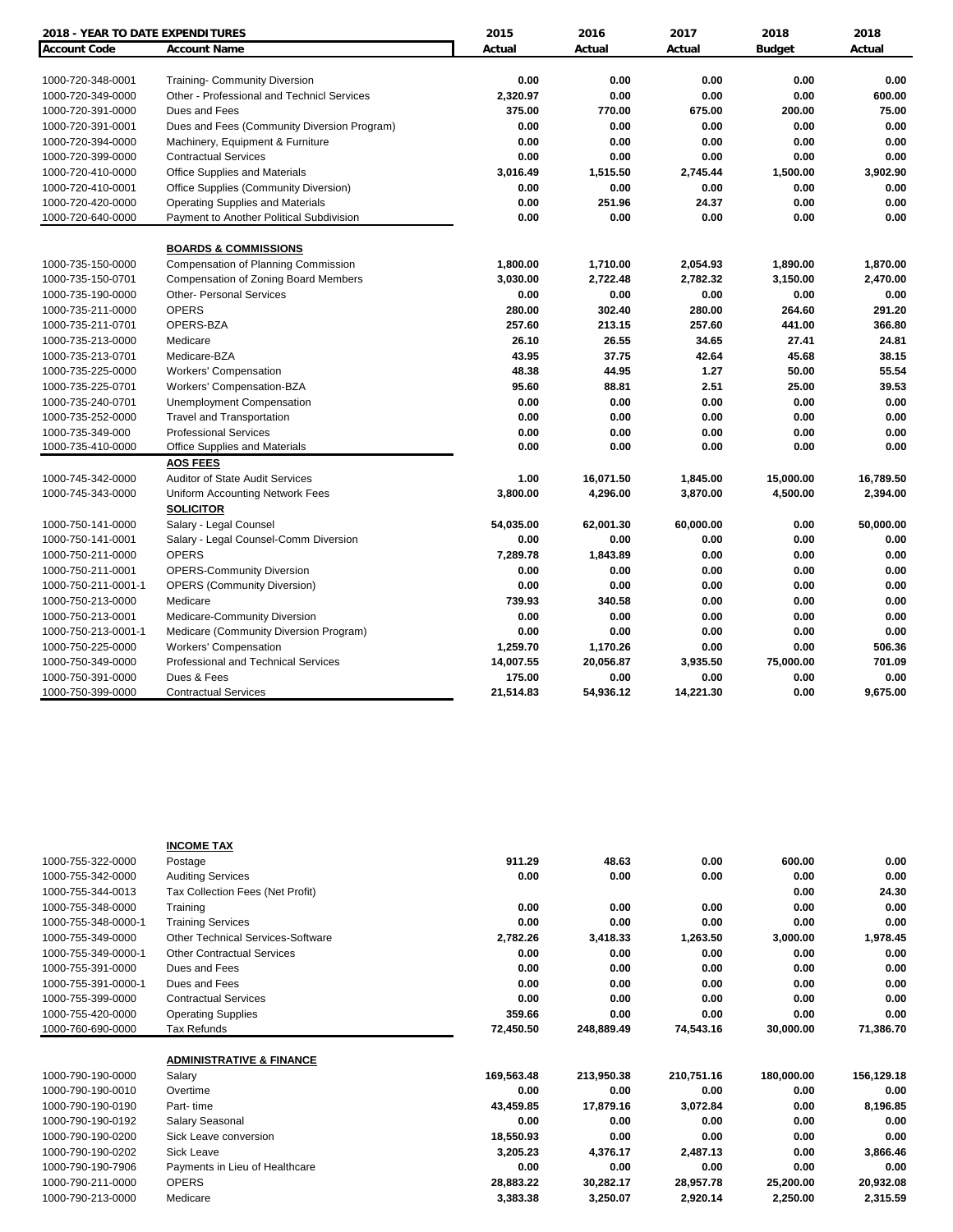| 2018 - YEAR TO DATE EXPENDITURES | | 2015 | 2016 | 2017 | 2018 | 2018 |
|---|---|---|---|---|---|---|
| **Account Code** | **Account Name** | **Actual** | **Actual** | **Actual** | **Budget** | **Actual** |
| 1000-720-348-0001 | Training- Community Diversion | 0.00 | 0.00 | 0.00 | 0.00 | 0.00 |
| 1000-720-349-0000 | Other - Professional and Technicl Services | 2,320.97 | 0.00 | 0.00 | 0.00 | 600.00 |
| 1000-720-391-0000 | Dues and Fees | 375.00 | 770.00 | 675.00 | 200.00 | 75.00 |
| 1000-720-391-0001 | Dues and Fees (Community Diversion Program) | 0.00 | 0.00 | 0.00 | 0.00 | 0.00 |
| 1000-720-394-0000 | Machinery, Equipment & Furniture | 0.00 | 0.00 | 0.00 | 0.00 | 0.00 |
| 1000-720-399-0000 | Contractual Services | 0.00 | 0.00 | 0.00 | 0.00 | 0.00 |
| 1000-720-410-0000 | Office Supplies and Materials | 3,016.49 | 1,515.50 | 2,745.44 | 1,500.00 | 3,902.90 |
| 1000-720-410-0001 | Office Supplies (Community Diversion) | 0.00 | 0.00 | 0.00 | 0.00 | 0.00 |
| 1000-720-420-0000 | Operating Supplies and Materials | 0.00 | 251.96 | 24.37 | 0.00 | 0.00 |
| 1000-720-640-0000 | Payment to Another Political Subdivision | 0.00 | 0.00 | 0.00 | 0.00 | 0.00 |
| | **BOARDS & COMMISSIONS** | | | | | |
| 1000-735-150-0000 | Compensation of Planning Commission | 1,800.00 | 1,710.00 | 2,054.93 | 1,890.00 | 1,870.00 |
| 1000-735-150-0701 | Compensation of Zoning Board Members | 3,030.00 | 2,722.48 | 2,782.32 | 3,150.00 | 2,470.00 |
| 1000-735-190-0000 | Other- Personal Services | 0.00 | 0.00 | 0.00 | 0.00 | 0.00 |
| 1000-735-211-0000 | OPERS | 280.00 | 302.40 | 280.00 | 264.60 | 291.20 |
| 1000-735-211-0701 | OPERS-BZA | 257.60 | 213.15 | 257.60 | 441.00 | 366.80 |
| 1000-735-213-0000 | Medicare | 26.10 | 26.55 | 34.65 | 27.41 | 24.81 |
| 1000-735-213-0701 | Medicare-BZA | 43.95 | 37.75 | 42.64 | 45.68 | 38.15 |
| 1000-735-225-0000 | Workers' Compensation | 48.38 | 44.95 | 1.27 | 50.00 | 55.54 |
| 1000-735-225-0701 | Workers' Compensation-BZA | 95.60 | 88.81 | 2.51 | 25.00 | 39.53 |
| 1000-735-240-0701 | Unemployment Compensation | 0.00 | 0.00 | 0.00 | 0.00 | 0.00 |
| 1000-735-252-0000 | Travel and Transportation | 0.00 | 0.00 | 0.00 | 0.00 | 0.00 |
| 1000-735-349-000 | Professional Services | 0.00 | 0.00 | 0.00 | 0.00 | 0.00 |
| 1000-735-410-0000 | Office Supplies and Materials | 0.00 | 0.00 | 0.00 | 0.00 | 0.00 |
| | **AOS FEES** | | | | | |
| 1000-745-342-0000 | Auditor of State Audit Services | 1.00 | 16,071.50 | 1,845.00 | 15,000.00 | 16,789.50 |
| 1000-745-343-0000 | Uniform Accounting Network Fees | 3,800.00 | 4,296.00 | 3,870.00 | 4,500.00 | 2,394.00 |
| | **SOLICITOR** | | | | | |
| 1000-750-141-0000 | Salary - Legal Counsel | 54,035.00 | 62,001.30 | 60,000.00 | 0.00 | 50,000.00 |
| 1000-750-141-0001 | Salary - Legal Counsel-Comm Diversion | 0.00 | 0.00 | 0.00 | 0.00 | 0.00 |
| 1000-750-211-0000 | OPERS | 7,289.78 | 1,843.89 | 0.00 | 0.00 | 0.00 |
| 1000-750-211-0001 | OPERS-Community Diversion | 0.00 | 0.00 | 0.00 | 0.00 | 0.00 |
| 1000-750-211-0001-1 | OPERS (Community Diversion) | 0.00 | 0.00 | 0.00 | 0.00 | 0.00 |
| 1000-750-213-0000 | Medicare | 739.93 | 340.58 | 0.00 | 0.00 | 0.00 |
| 1000-750-213-0001 | Medicare-Community Diversion | 0.00 | 0.00 | 0.00 | 0.00 | 0.00 |
| 1000-750-213-0001-1 | Medicare (Community Diversion Program) | 0.00 | 0.00 | 0.00 | 0.00 | 0.00 |
| 1000-750-225-0000 | Workers' Compensation | 1,259.70 | 1,170.26 | 0.00 | 0.00 | 506.36 |
| 1000-750-349-0000 | Professional and Technical Services | 14,007.55 | 20,056.87 | 3,935.50 | 75,000.00 | 701.09 |
| 1000-750-391-0000 | Dues & Fees | 175.00 | 0.00 | 0.00 | 0.00 | 0.00 |
| 1000-750-399-0000 | Contractual Services | 21,514.83 | 54,936.12 | 14,221.30 | 0.00 | 9,675.00 |

| | | | | | | |
|---|---|---|---|---|---|---|
| | **INCOME TAX** | | | | | |
| 1000-755-322-0000 | Postage | 911.29 | 48.63 | 0.00 | 600.00 | 0.00 |
| 1000-755-342-0000 | Auditing Services | 0.00 | 0.00 | 0.00 | 0.00 | 0.00 |
| 1000-755-344-0013 | Tax Collection Fees (Net Profit) | | | | 0.00 | 24.30 |
| 1000-755-348-0000 | Training | 0.00 | 0.00 | 0.00 | 0.00 | 0.00 |
| 1000-755-348-0000-1 | Training Services | 0.00 | 0.00 | 0.00 | 0.00 | 0.00 |
| 1000-755-349-0000 | Other Technical Services-Software | 2,782.26 | 3,418.33 | 1,263.50 | 3,000.00 | 1,978.45 |
| 1000-755-349-0000-1 | Other Contractual Services | 0.00 | 0.00 | 0.00 | 0.00 | 0.00 |
| 1000-755-391-0000 | Dues and Fees | 0.00 | 0.00 | 0.00 | 0.00 | 0.00 |
| 1000-755-391-0000-1 | Dues and Fees | 0.00 | 0.00 | 0.00 | 0.00 | 0.00 |
| 1000-755-399-0000 | Contractual Services | 0.00 | 0.00 | 0.00 | 0.00 | 0.00 |
| 1000-755-420-0000 | Operating Supplies | 359.66 | 0.00 | 0.00 | 0.00 | 0.00 |
| 1000-760-690-0000 | Tax Refunds | 72,450.50 | 248,889.49 | 74,543.16 | 30,000.00 | 71,386.70 |
| | **ADMINISTRATIVE & FINANCE** | | | | | |
| 1000-790-190-0000 | Salary | 169,563.48 | 213,950.38 | 210,751.16 | 180,000.00 | 156,129.18 |
| 1000-790-190-0010 | Overtime | 0.00 | 0.00 | 0.00 | 0.00 | 0.00 |
| 1000-790-190-0190 | Part- time | 43,459.85 | 17,879.16 | 3,072.84 | 0.00 | 8,196.85 |
| 1000-790-190-0192 | Salary Seasonal | 0.00 | 0.00 | 0.00 | 0.00 | 0.00 |
| 1000-790-190-0200 | Sick Leave conversion | 18,550.93 | 0.00 | 0.00 | 0.00 | 0.00 |
| 1000-790-190-0202 | Sick Leave | 3,205.23 | 4,376.17 | 2,487.13 | 0.00 | 3,866.46 |
| 1000-790-190-7906 | Payments in Lieu of Healthcare | 0.00 | 0.00 | 0.00 | 0.00 | 0.00 |
| 1000-790-211-0000 | OPERS | 28,883.22 | 30,282.17 | 28,957.78 | 25,200.00 | 20,932.08 |
| 1000-790-213-0000 | Medicare | 3,383.38 | 3,250.07 | 2,920.14 | 2,250.00 | 2,315.59 |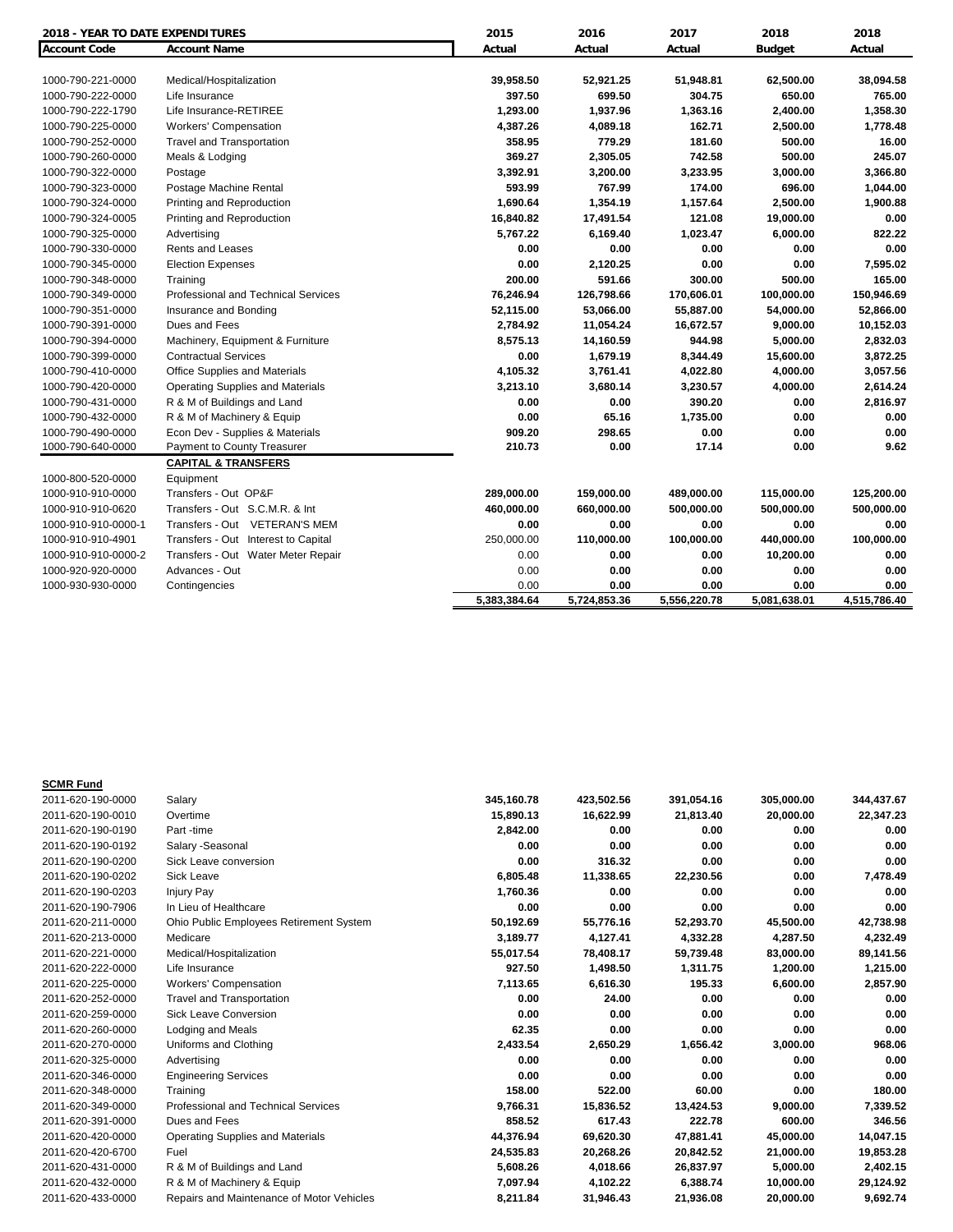| 2018 - YEAR TO DATE EXPENDITURES | | 2015 | 2016 | 2017 | 2018 | 2018 |
|---|---|---|---|---|---|---|
| **Account Code** | **Account Name** | **Actual** | **Actual** | **Actual** | **Budget** | **Actual** |
| 1000-790-221-0000 | Medical/Hospitalization | 39,958.50 | 52,921.25 | 51,948.81 | 62,500.00 | 38,094.58 |
| 1000-790-222-0000 | Life Insurance | 397.50 | 699.50 | 304.75 | 650.00 | 765.00 |
| 1000-790-222-1790 | Life Insurance-RETIREE | 1,293.00 | 1,937.96 | 1,363.16 | 2,400.00 | 1,358.30 |
| 1000-790-225-0000 | Workers' Compensation | 4,387.26 | 4,089.18 | 162.71 | 2,500.00 | 1,778.48 |
| 1000-790-252-0000 | Travel and Transportation | 358.95 | 779.29 | 181.60 | 500.00 | 16.00 |
| 1000-790-260-0000 | Meals & Lodging | 369.27 | 2,305.05 | 742.58 | 500.00 | 245.07 |
| 1000-790-322-0000 | Postage | 3,392.91 | 3,200.00 | 3,233.95 | 3,000.00 | 3,366.80 |
| 1000-790-323-0000 | Postage Machine Rental | 593.99 | 767.99 | 174.00 | 696.00 | 1,044.00 |
| 1000-790-324-0000 | Printing and Reproduction | 1,690.64 | 1,354.19 | 1,157.64 | 2,500.00 | 1,900.88 |
| 1000-790-324-0005 | Printing and Reproduction | 16,840.82 | 17,491.54 | 121.08 | 19,000.00 | 0.00 |
| 1000-790-325-0000 | Advertising | 5,767.22 | 6,169.40 | 1,023.47 | 6,000.00 | 822.22 |
| 1000-790-330-0000 | Rents and Leases | 0.00 | 0.00 | 0.00 | 0.00 | 0.00 |
| 1000-790-345-0000 | Election Expenses | 0.00 | 2,120.25 | 0.00 | 0.00 | 7,595.02 |
| 1000-790-348-0000 | Training | 200.00 | 591.66 | 300.00 | 500.00 | 165.00 |
| 1000-790-349-0000 | Professional and Technical Services | 76,246.94 | 126,798.66 | 170,606.01 | 100,000.00 | 150,946.69 |
| 1000-790-351-0000 | Insurance and Bonding | 52,115.00 | 53,066.00 | 55,887.00 | 54,000.00 | 52,866.00 |
| 1000-790-391-0000 | Dues and Fees | 2,784.92 | 11,054.24 | 16,672.57 | 9,000.00 | 10,152.03 |
| 1000-790-394-0000 | Machinery, Equipment & Furniture | 8,575.13 | 14,160.59 | 944.98 | 5,000.00 | 2,832.03 |
| 1000-790-399-0000 | Contractual Services | 0.00 | 1,679.19 | 8,344.49 | 15,600.00 | 3,872.25 |
| 1000-790-410-0000 | Office Supplies and Materials | 4,105.32 | 3,761.41 | 4,022.80 | 4,000.00 | 3,057.56 |
| 1000-790-420-0000 | Operating Supplies and Materials | 3,213.10 | 3,680.14 | 3,230.57 | 4,000.00 | 2,614.24 |
| 1000-790-431-0000 | R & M of Buildings and Land | 0.00 | 0.00 | 390.20 | 0.00 | 2,816.97 |
| 1000-790-432-0000 | R & M of Machinery & Equip | 0.00 | 65.16 | 1,735.00 | 0.00 | 0.00 |
| 1000-790-490-0000 | Econ Dev - Supplies & Materials | 909.20 | 298.65 | 0.00 | 0.00 | 0.00 |
| 1000-790-640-0000 | Payment to County Treasurer | 210.73 | 0.00 | 17.14 | 0.00 | 9.62 |
| | **CAPITAL & TRANSFERS** | | | | | |
| 1000-800-520-0000 | Equipment | | | | | |
| 1000-910-910-0000 | Transfers - Out OP&F | 289,000.00 | 159,000.00 | 489,000.00 | 115,000.00 | 125,200.00 |
| 1000-910-910-0620 | Transfers - Out S.C.M.R. & Int | 460,000.00 | 660,000.00 | 500,000.00 | 500,000.00 | 500,000.00 |
| 1000-910-910-0000-1 | Transfers - Out VETERAN'S MEM | 0.00 | 0.00 | 0.00 | 0.00 | 0.00 |
| 1000-910-910-4901 | Transfers - Out Interest to Capital | 250,000.00 | 110,000.00 | 100,000.00 | 440,000.00 | 100,000.00 |
| 1000-910-910-0000-2 | Transfers - Out Water Meter Repair | 0.00 | 0.00 | 0.00 | 10,200.00 | 0.00 |
| 1000-920-920-0000 | Advances - Out | 0.00 | 0.00 | 0.00 | 0.00 | 0.00 |
| 1000-930-930-0000 | Contingencies | 0.00 | 0.00 | 0.00 | 0.00 | 0.00 |
| | | 5,383,384.64 | 5,724,853.36 | 5,556,220.78 | 5,081,638.01 | 4,515,786.40 |

**SCMR Fund**

| Account Code | Account Name | 2015 Actual | 2016 Actual | 2017 Actual | 2018 Budget | 2018 Actual |
|---|---|---|---|---|---|---|
| 2011-620-190-0000 | Salary | 345,160.78 | 423,502.56 | 391,054.16 | 305,000.00 | 344,437.67 |
| 2011-620-190-0010 | Overtime | 15,890.13 | 16,622.99 | 21,813.40 | 20,000.00 | 22,347.23 |
| 2011-620-190-0190 | Part -time | 2,842.00 | 0.00 | 0.00 | 0.00 | 0.00 |
| 2011-620-190-0192 | Salary -Seasonal | 0.00 | 0.00 | 0.00 | 0.00 | 0.00 |
| 2011-620-190-0200 | Sick Leave conversion | 0.00 | 316.32 | 0.00 | 0.00 | 0.00 |
| 2011-620-190-0202 | Sick Leave | 6,805.48 | 11,338.65 | 22,230.56 | 0.00 | 7,478.49 |
| 2011-620-190-0203 | Injury Pay | 1,760.36 | 0.00 | 0.00 | 0.00 | 0.00 |
| 2011-620-190-7906 | In Lieu of Healthcare | 0.00 | 0.00 | 0.00 | 0.00 | 0.00 |
| 2011-620-211-0000 | Ohio Public Employees Retirement System | 50,192.69 | 55,776.16 | 52,293.70 | 45,500.00 | 42,738.98 |
| 2011-620-213-0000 | Medicare | 3,189.77 | 4,127.41 | 4,332.28 | 4,287.50 | 4,232.49 |
| 2011-620-221-0000 | Medical/Hospitalization | 55,017.54 | 78,408.17 | 59,739.48 | 83,000.00 | 89,141.56 |
| 2011-620-222-0000 | Life Insurance | 927.50 | 1,498.50 | 1,311.75 | 1,200.00 | 1,215.00 |
| 2011-620-225-0000 | Workers' Compensation | 7,113.65 | 6,616.30 | 195.33 | 6,600.00 | 2,857.90 |
| 2011-620-252-0000 | Travel and Transportation | 0.00 | 24.00 | 0.00 | 0.00 | 0.00 |
| 2011-620-259-0000 | Sick Leave Conversion | 0.00 | 0.00 | 0.00 | 0.00 | 0.00 |
| 2011-620-260-0000 | Lodging and Meals | 62.35 | 0.00 | 0.00 | 0.00 | 0.00 |
| 2011-620-270-0000 | Uniforms and Clothing | 2,433.54 | 2,650.29 | 1,656.42 | 3,000.00 | 968.06 |
| 2011-620-325-0000 | Advertising | 0.00 | 0.00 | 0.00 | 0.00 | 0.00 |
| 2011-620-346-0000 | Engineering Services | 0.00 | 0.00 | 0.00 | 0.00 | 0.00 |
| 2011-620-348-0000 | Training | 158.00 | 522.00 | 60.00 | 0.00 | 180.00 |
| 2011-620-349-0000 | Professional and Technical Services | 9,766.31 | 15,836.52 | 13,424.53 | 9,000.00 | 7,339.52 |
| 2011-620-391-0000 | Dues and Fees | 858.52 | 617.43 | 222.78 | 600.00 | 346.56 |
| 2011-620-420-0000 | Operating Supplies and Materials | 44,376.94 | 69,620.30 | 47,881.41 | 45,000.00 | 14,047.15 |
| 2011-620-420-6700 | Fuel | 24,535.83 | 20,268.26 | 20,842.52 | 21,000.00 | 19,853.28 |
| 2011-620-431-0000 | R & M of Buildings and Land | 5,608.26 | 4,018.66 | 26,837.97 | 5,000.00 | 2,402.15 |
| 2011-620-432-0000 | R & M of Machinery & Equip | 7,097.94 | 4,102.22 | 6,388.74 | 10,000.00 | 29,124.92 |
| 2011-620-433-0000 | Repairs and Maintenance of Motor Vehicles | 8,211.84 | 31,946.43 | 21,936.08 | 20,000.00 | 9,692.74 |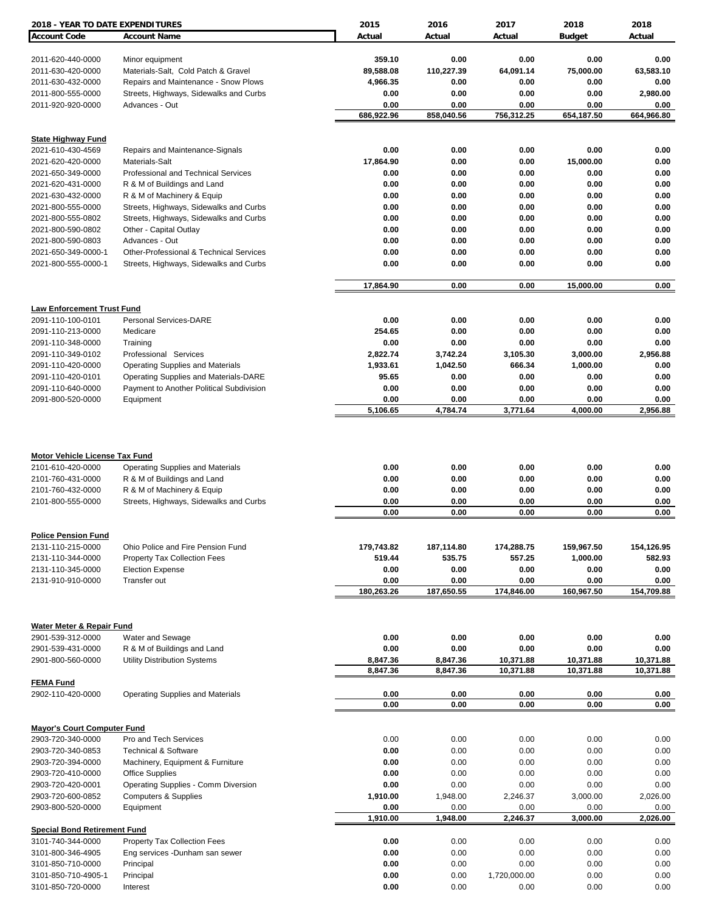| 2018 - YEAR TO DATE EXPENDITURES | | 2015 | 2016 | 2017 | 2018 | 2018 |
|---|---|---|---|---|---|---|
| **Account Code** | **Account Name** | **Actual** | **Actual** | **Actual** | **Budget** | **Actual** |
| 2011-620-440-0000 | Minor equipment | 359.10 | 0.00 | 0.00 | 0.00 | 0.00 |
| 2011-630-420-0000 | Materials-Salt, Cold Patch & Gravel | 89,588.08 | 110,227.39 | 64,091.14 | 75,000.00 | 63,583.10 |
| 2011-630-432-0000 | Repairs and Maintenance - Snow Plows | 4,966.35 | 0.00 | 0.00 | 0.00 | 0.00 |
| 2011-800-555-0000 | Streets, Highways, Sidewalks and Curbs | 0.00 | 0.00 | 0.00 | 0.00 | 2,980.00 |
| 2011-920-920-0000 | Advances - Out | 0.00 | 0.00 | 0.00 | 0.00 | 0.00 |
| | | 686,922.96 | 858,040.56 | 756,312.25 | 654,187.50 | 664,966.80 |
| **State Highway Fund** | | | | | | |
| 2021-610-430-4569 | Repairs and Maintenance-Signals | 0.00 | 0.00 | 0.00 | 0.00 | 0.00 |
| 2021-620-420-0000 | Materials-Salt | 17,864.90 | 0.00 | 0.00 | 15,000.00 | 0.00 |
| 2021-650-349-0000 | Professional and Technical Services | 0.00 | 0.00 | 0.00 | 0.00 | 0.00 |
| 2021-620-431-0000 | R & M of Buildings and Land | 0.00 | 0.00 | 0.00 | 0.00 | 0.00 |
| 2021-630-432-0000 | R & M of Machinery & Equip | 0.00 | 0.00 | 0.00 | 0.00 | 0.00 |
| 2021-800-555-0000 | Streets, Highways, Sidewalks and Curbs | 0.00 | 0.00 | 0.00 | 0.00 | 0.00 |
| 2021-800-555-0802 | Streets, Highways, Sidewalks and Curbs | 0.00 | 0.00 | 0.00 | 0.00 | 0.00 |
| 2021-800-590-0802 | Other - Capital Outlay | 0.00 | 0.00 | 0.00 | 0.00 | 0.00 |
| 2021-800-590-0803 | Advances - Out | 0.00 | 0.00 | 0.00 | 0.00 | 0.00 |
| 2021-650-349-0000-1 | Other-Professional & Technical Services | 0.00 | 0.00 | 0.00 | 0.00 | 0.00 |
| 2021-800-555-0000-1 | Streets, Highways, Sidewalks and Curbs | 0.00 | 0.00 | 0.00 | 0.00 | 0.00 |
| | | 17,864.90 | 0.00 | 0.00 | 15,000.00 | 0.00 |
| **Law Enforcement Trust Fund** | | | | | | |
| 2091-110-100-0101 | Personal Services-DARE | 0.00 | 0.00 | 0.00 | 0.00 | 0.00 |
| 2091-110-213-0000 | Medicare | 254.65 | 0.00 | 0.00 | 0.00 | 0.00 |
| 2091-110-348-0000 | Training | 0.00 | 0.00 | 0.00 | 0.00 | 0.00 |
| 2091-110-349-0102 | Professional Services | 2,822.74 | 3,742.24 | 3,105.30 | 3,000.00 | 2,956.88 |
| 2091-110-420-0000 | Operating Supplies and Materials | 1,933.61 | 1,042.50 | 666.34 | 1,000.00 | 0.00 |
| 2091-110-420-0101 | Operating Supplies and Materials-DARE | 95.65 | 0.00 | 0.00 | 0.00 | 0.00 |
| 2091-110-640-0000 | Payment to Another Political Subdivision | 0.00 | 0.00 | 0.00 | 0.00 | 0.00 |
| 2091-800-520-0000 | Equipment | 0.00 | 0.00 | 0.00 | 0.00 | 0.00 |
| | | 5,106.65 | 4,784.74 | 3,771.64 | 4,000.00 | 2,956.88 |
| **Motor Vehicle License Tax Fund** | | | | | | |
| 2101-610-420-0000 | Operating Supplies and Materials | 0.00 | 0.00 | 0.00 | 0.00 | 0.00 |
| 2101-760-431-0000 | R & M of Buildings and Land | 0.00 | 0.00 | 0.00 | 0.00 | 0.00 |
| 2101-760-432-0000 | R & M of Machinery & Equip | 0.00 | 0.00 | 0.00 | 0.00 | 0.00 |
| 2101-800-555-0000 | Streets, Highways, Sidewalks and Curbs | 0.00 | 0.00 | 0.00 | 0.00 | 0.00 |
| | | 0.00 | 0.00 | 0.00 | 0.00 | 0.00 |
| **Police Pension Fund** | | | | | | |
| 2131-110-215-0000 | Ohio Police and Fire Pension Fund | 179,743.82 | 187,114.80 | 174,288.75 | 159,967.50 | 154,126.95 |
| 2131-110-344-0000 | Property Tax Collection Fees | 519.44 | 535.75 | 557.25 | 1,000.00 | 582.93 |
| 2131-110-345-0000 | Election Expense | 0.00 | 0.00 | 0.00 | 0.00 | 0.00 |
| 2131-910-910-0000 | Transfer out | 0.00 | 0.00 | 0.00 | 0.00 | 0.00 |
| | | 180,263.26 | 187,650.55 | 174,846.00 | 160,967.50 | 154,709.88 |
| **Water Meter & Repair Fund** | | | | | | |
| 2901-539-312-0000 | Water and Sewage | 0.00 | 0.00 | 0.00 | 0.00 | 0.00 |
| 2901-539-431-0000 | R & M of Buildings and Land | 0.00 | 0.00 | 0.00 | 0.00 | 0.00 |
| 2901-800-560-0000 | Utility Distribution Systems | 8,847.36 | 8,847.36 | 10,371.88 | 10,371.88 | 10,371.88 |
| | | 8,847.36 | 8,847.36 | 10,371.88 | 10,371.88 | 10,371.88 |
| **FEMA Fund** | | | | | | |
| 2902-110-420-0000 | Operating Supplies and Materials | 0.00 | 0.00 | 0.00 | 0.00 | 0.00 |
| | | 0.00 | 0.00 | 0.00 | 0.00 | 0.00 |
| **Mayor's Court Computer Fund** | | | | | | |
| 2903-720-340-0000 | Pro and Tech Services | 0.00 | 0.00 | 0.00 | 0.00 | 0.00 |
| 2903-720-340-0853 | Technical & Software | 0.00 | 0.00 | 0.00 | 0.00 | 0.00 |
| 2903-720-394-0000 | Machinery, Equipment & Furniture | 0.00 | 0.00 | 0.00 | 0.00 | 0.00 |
| 2903-720-410-0000 | Office Supplies | 0.00 | 0.00 | 0.00 | 0.00 | 0.00 |
| 2903-720-420-0001 | Operating Supplies - Comm Diversion | 0.00 | 0.00 | 0.00 | 0.00 | 0.00 |
| 2903-720-600-0852 | Computers & Supplies | 1,910.00 | 1,948.00 | 2,246.37 | 3,000.00 | 2,026.00 |
| 2903-800-520-0000 | Equipment | 0.00 | 0.00 | 0.00 | 0.00 | 0.00 |
| | | 1,910.00 | 1,948.00 | 2,246.37 | 3,000.00 | 2,026.00 |
| **Special Bond Retirement Fund** | | | | | | |
| 3101-740-344-0000 | Property Tax Collection Fees | 0.00 | 0.00 | 0.00 | 0.00 | 0.00 |
| 3101-800-346-4905 | Eng services -Dunham san sewer | 0.00 | 0.00 | 0.00 | 0.00 | 0.00 |
| 3101-850-710-0000 | Principal | 0.00 | 0.00 | 0.00 | 0.00 | 0.00 |
| 3101-850-710-4905-1 | Principal | 0.00 | 0.00 | 1,720,000.00 | 0.00 | 0.00 |
| 3101-850-720-0000 | Interest | 0.00 | 0.00 | 0.00 | 0.00 | 0.00 |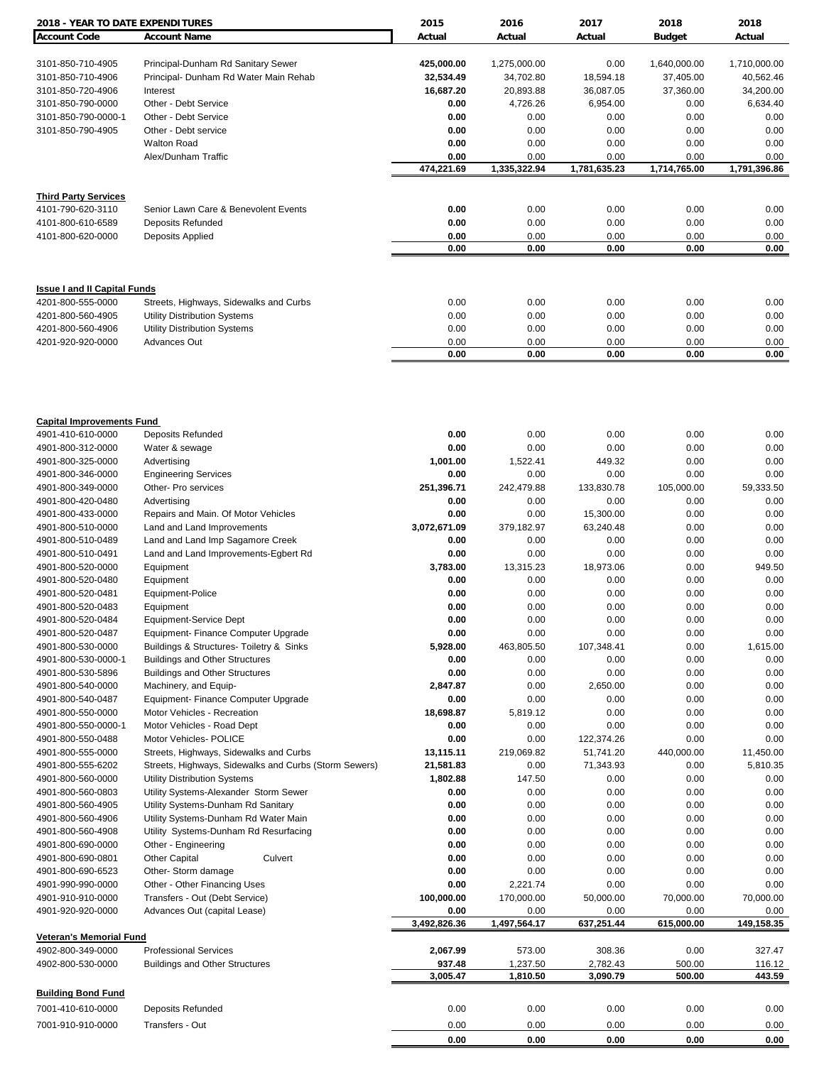| 2018 - YEAR TO DATE EXPENDITURES | | 2015 | 2016 | 2017 | 2018 | 2018 |
|---|---|---|---|---|---|---|
| **Account Code** | **Account Name** | **Actual** | **Actual** | **Actual** | **Budget** | **Actual** |
| 3101-850-710-4905 | Principal-Dunham Rd Sanitary Sewer | **425,000.00** | 1,275,000.00 | 0.00 | 1,640,000.00 | 1,710,000.00 |
| 3101-850-710-4906 | Principal- Dunham Rd Water Main Rehab | **32,534.49** | 34,702.80 | 18,594.18 | 37,405.00 | 40,562.46 |
| 3101-850-720-4906 | Interest | **16,687.20** | 20,893.88 | 36,087.05 | 37,360.00 | 34,200.00 |
| 3101-850-790-0000 | Other - Debt Service | **0.00** | 4,726.26 | 6,954.00 | 0.00 | 6,634.40 |
| 3101-850-790-0000-1 | Other - Debt Service | **0.00** | 0.00 | 0.00 | 0.00 | 0.00 |
| 3101-850-790-4905 | Other - Debt service | **0.00** | 0.00 | 0.00 | 0.00 | 0.00 |
| | Walton Road | **0.00** | 0.00 | 0.00 | 0.00 | 0.00 |
| | Alex/Dunham Traffic | **0.00** | 0.00 | 0.00 | 0.00 | 0.00 |
| | | **474,221.69** | **1,335,322.94** | **1,781,635.23** | **1,714,765.00** | **1,791,396.86** |
| **Third Party Services** | | | | | | |
| 4101-790-620-3110 | Senior Lawn Care & Benevolent Events | **0.00** | 0.00 | 0.00 | 0.00 | 0.00 |
| 4101-800-610-6589 | Deposits Refunded | **0.00** | 0.00 | 0.00 | 0.00 | 0.00 |
| 4101-800-620-0000 | Deposits Applied | **0.00** | 0.00 | 0.00 | 0.00 | 0.00 |
| | | **0.00** | **0.00** | **0.00** | **0.00** | **0.00** |
| **Issue I and II Capital Funds** | | | | | | |
| 4201-800-555-0000 | Streets, Highways, Sidewalks and Curbs | 0.00 | 0.00 | 0.00 | 0.00 | 0.00 |
| 4201-800-560-4905 | Utility Distribution Systems | 0.00 | 0.00 | 0.00 | 0.00 | 0.00 |
| 4201-800-560-4906 | Utility Distribution Systems | 0.00 | 0.00 | 0.00 | 0.00 | 0.00 |
| 4201-920-920-0000 | Advances Out | 0.00 | 0.00 | 0.00 | 0.00 | 0.00 |
| | | **0.00** | **0.00** | **0.00** | **0.00** | **0.00** |
| **Capital Improvements Fund** | | | | | | |
| 4901-410-610-0000 | Deposits Refunded | **0.00** | 0.00 | 0.00 | 0.00 | 0.00 |
| 4901-800-312-0000 | Water & sewage | **0.00** | 0.00 | 0.00 | 0.00 | 0.00 |
| 4901-800-325-0000 | Advertising | **1,001.00** | 1,522.41 | 449.32 | 0.00 | 0.00 |
| 4901-800-346-0000 | Engineering Services | **0.00** | 0.00 | 0.00 | 0.00 | 0.00 |
| 4901-800-349-0000 | Other- Pro services | **251,396.71** | 242,479.88 | 133,830.78 | 105,000.00 | 59,333.50 |
| 4901-800-420-0480 | Advertising | **0.00** | 0.00 | 0.00 | 0.00 | 0.00 |
| 4901-800-433-0000 | Repairs and Main. Of Motor Vehicles | **0.00** | 0.00 | 15,300.00 | 0.00 | 0.00 |
| 4901-800-510-0000 | Land and Land Improvements | **3,072,671.09** | 379,182.97 | 63,240.48 | 0.00 | 0.00 |
| 4901-800-510-0489 | Land and Land Imp Sagamore Creek | **0.00** | 0.00 | 0.00 | 0.00 | 0.00 |
| 4901-800-510-0491 | Land and Land Improvements-Egbert Rd | **0.00** | 0.00 | 0.00 | 0.00 | 0.00 |
| 4901-800-520-0000 | Equipment | **3,783.00** | 13,315.23 | 18,973.06 | 0.00 | 949.50 |
| 4901-800-520-0480 | Equipment | **0.00** | 0.00 | 0.00 | 0.00 | 0.00 |
| 4901-800-520-0481 | Equipment-Police | **0.00** | 0.00 | 0.00 | 0.00 | 0.00 |
| 4901-800-520-0483 | Equipment | **0.00** | 0.00 | 0.00 | 0.00 | 0.00 |
| 4901-800-520-0484 | Equipment-Service Dept | **0.00** | 0.00 | 0.00 | 0.00 | 0.00 |
| 4901-800-520-0487 | Equipment- Finance Computer Upgrade | **0.00** | 0.00 | 0.00 | 0.00 | 0.00 |
| 4901-800-530-0000 | Buildings & Structures- Toiletry & Sinks | **5,928.00** | 463,805.50 | 107,348.41 | 0.00 | 1,615.00 |
| 4901-800-530-0000-1 | Buildings and Other Structures | **0.00** | 0.00 | 0.00 | 0.00 | 0.00 |
| 4901-800-530-5896 | Buildings and Other Structures | **0.00** | 0.00 | 0.00 | 0.00 | 0.00 |
| 4901-800-540-0000 | Machinery, and Equip- | **2,847.87** | 0.00 | 2,650.00 | 0.00 | 0.00 |
| 4901-800-540-0487 | Equipment- Finance Computer Upgrade | **0.00** | 0.00 | 0.00 | 0.00 | 0.00 |
| 4901-800-550-0000 | Motor Vehicles - Recreation | **18,698.87** | 5,819.12 | 0.00 | 0.00 | 0.00 |
| 4901-800-550-0000-1 | Motor Vehicles - Road Dept | **0.00** | 0.00 | 0.00 | 0.00 | 0.00 |
| 4901-800-550-0488 | Motor Vehicles- POLICE | **0.00** | 0.00 | 122,374.26 | 0.00 | 0.00 |
| 4901-800-555-0000 | Streets, Highways, Sidewalks and Curbs | **13,115.11** | 219,069.82 | 51,741.20 | 440,000.00 | 11,450.00 |
| 4901-800-555-6202 | Streets, Highways, Sidewalks and Curbs (Storm Sewers) | **21,581.83** | 0.00 | 71,343.93 | 0.00 | 5,810.35 |
| 4901-800-560-0000 | Utility Distribution Systems | **1,802.88** | 147.50 | 0.00 | 0.00 | 0.00 |
| 4901-800-560-0803 | Utility Systems-Alexander Storm Sewer | **0.00** | 0.00 | 0.00 | 0.00 | 0.00 |
| 4901-800-560-4905 | Utility Systems-Dunham Rd Sanitary | **0.00** | 0.00 | 0.00 | 0.00 | 0.00 |
| 4901-800-560-4906 | Utility Systems-Dunham Rd Water Main | **0.00** | 0.00 | 0.00 | 0.00 | 0.00 |
| 4901-800-560-4908 | Utility Systems-Dunham Rd Resurfacing | **0.00** | 0.00 | 0.00 | 0.00 | 0.00 |
| 4901-800-690-0000 | Other - Engineering | **0.00** | 0.00 | 0.00 | 0.00 | 0.00 |
| 4901-800-690-0801 | Other Capital Culvert | **0.00** | 0.00 | 0.00 | 0.00 | 0.00 |
| 4901-800-690-6523 | Other- Storm damage | **0.00** | 0.00 | 0.00 | 0.00 | 0.00 |
| 4901-990-990-0000 | Other - Other Financing Uses | **0.00** | 2,221.74 | 0.00 | 0.00 | 0.00 |
| 4901-910-910-0000 | Transfers - Out (Debt Service) | **100,000.00** | 170,000.00 | 50,000.00 | 70,000.00 | 70,000.00 |
| 4901-920-920-0000 | Advances Out (capital Lease) | **0.00** | 0.00 | 0.00 | 0.00 | 0.00 |
| | | **3,492,826.36** | **1,497,564.17** | **637,251.44** | **615,000.00** | **149,158.35** |
| **Veteran's Memorial Fund** | | | | | | |
| 4902-800-349-0000 | Professional Services | **2,067.99** | 573.00 | 308.36 | 0.00 | 327.47 |
| 4902-800-530-0000 | Buildings and Other Structures | **937.48** | 1,237.50 | 2,782.43 | 500.00 | 116.12 |
| | | **3,005.47** | **1,810.50** | **3,090.79** | **500.00** | **443.59** |
| **Building Bond Fund** | | | | | | |
| 7001-410-610-0000 | Deposits Refunded | 0.00 | 0.00 | 0.00 | 0.00 | 0.00 |
| 7001-910-910-0000 | Transfers - Out | 0.00 | 0.00 | 0.00 | 0.00 | 0.00 |
| | | **0.00** | **0.00** | **0.00** | **0.00** | **0.00** |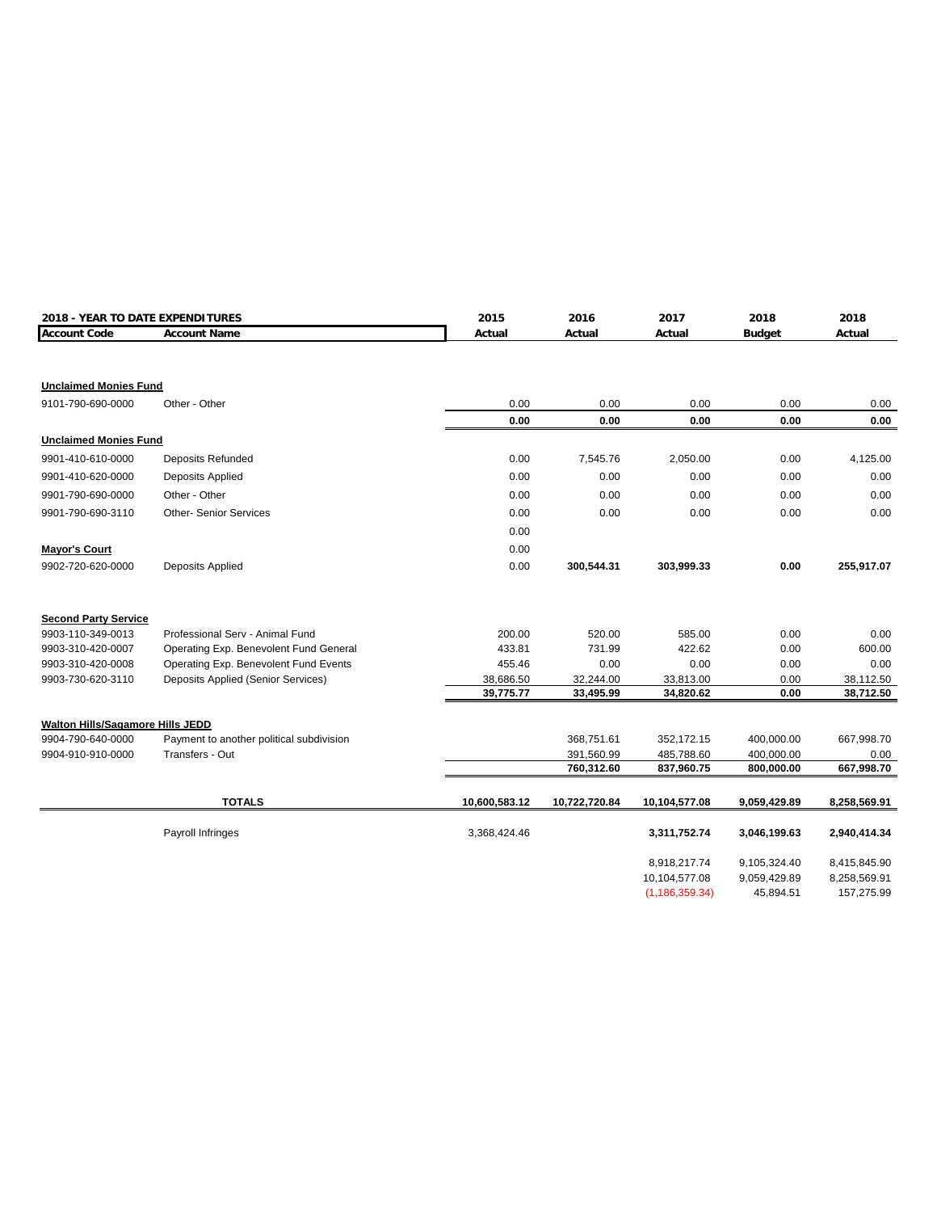| 2018 - YEAR TO DATE EXPENDITURES | | 2015 | 2016 | 2017 | 2018 | 2018 |
|---|---|---|---|---|---|---|
| **Account Code** | **Account Name** | **Actual** | **Actual** | **Actual** | **Budget** | **Actual** |
| **Unclaimed Monies Fund** | | | | | | |
| 9101-790-690-0000 | Other - Other | 0.00 | 0.00 | 0.00 | 0.00 | 0.00 |
| | | **0.00** | **0.00** | **0.00** | **0.00** | **0.00** |
| **Unclaimed Monies Fund** | | | | | | |
| 9901-410-610-0000 | Deposits Refunded | 0.00 | 7,545.76 | 2,050.00 | 0.00 | 4,125.00 |
| 9901-410-620-0000 | Deposits Applied | 0.00 | 0.00 | 0.00 | 0.00 | 0.00 |
| 9901-790-690-0000 | Other - Other | 0.00 | 0.00 | 0.00 | 0.00 | 0.00 |
| 9901-790-690-3110 | Other- Senior Services | 0.00 | 0.00 | 0.00 | 0.00 | 0.00 |
| | | 0.00 | | | | |
| **Mayor's Court** | | 0.00 | | | | |
| 9902-720-620-0000 | Deposits Applied | 0.00 | **300,544.31** | **303,999.33** | **0.00** | **255,917.07** |
| **Second Party Service** | | | | | | |
| 9903-110-349-0013 | Professional Serv - Animal Fund | 200.00 | 520.00 | 585.00 | 0.00 | 0.00 |
| 9903-310-420-0007 | Operating Exp. Benevolent Fund General | 433.81 | 731.99 | 422.62 | 0.00 | 600.00 |
| 9903-310-420-0008 | Operating Exp. Benevolent Fund Events | 455.46 | 0.00 | 0.00 | 0.00 | 0.00 |
| 9903-730-620-3110 | Deposits Applied (Senior Services) | 38,686.50 | 32,244.00 | 33,813.00 | 0.00 | 38,112.50 |
| | | **39,775.77** | **33,495.99** | **34,820.62** | **0.00** | **38,712.50** |
| **Walton Hills/Sagamore Hills JEDD** | | | | | | |
| 9904-790-640-0000 | Payment to another political subdivision | | 368,751.61 | 352,172.15 | 400,000.00 | 667,998.70 |
| 9904-910-910-0000 | Transfers - Out | | 391,560.99 | 485,788.60 | 400,000.00 | 0.00 |
| | | | **760,312.60** | **837,960.75** | **800,000.00** | **667,998.70** |
| | **TOTALS** | **10,600,583.12** | **10,722,720.84** | **10,104,577.08** | **9,059,429.89** | **8,258,569.91** |
| | Payroll Infringes | 3,368,424.46 | | **3,311,752.74** | **3,046,199.63** | **2,940,414.34** |
| | | | | 8,918,217.74 | 9,105,324.40 | 8,415,845.90 |
| | | | | 10,104,577.08 | 9,059,429.89 | 8,258,569.91 |
| | | | | (1,186,359.34) | 45,894.51 | 157,275.99 |